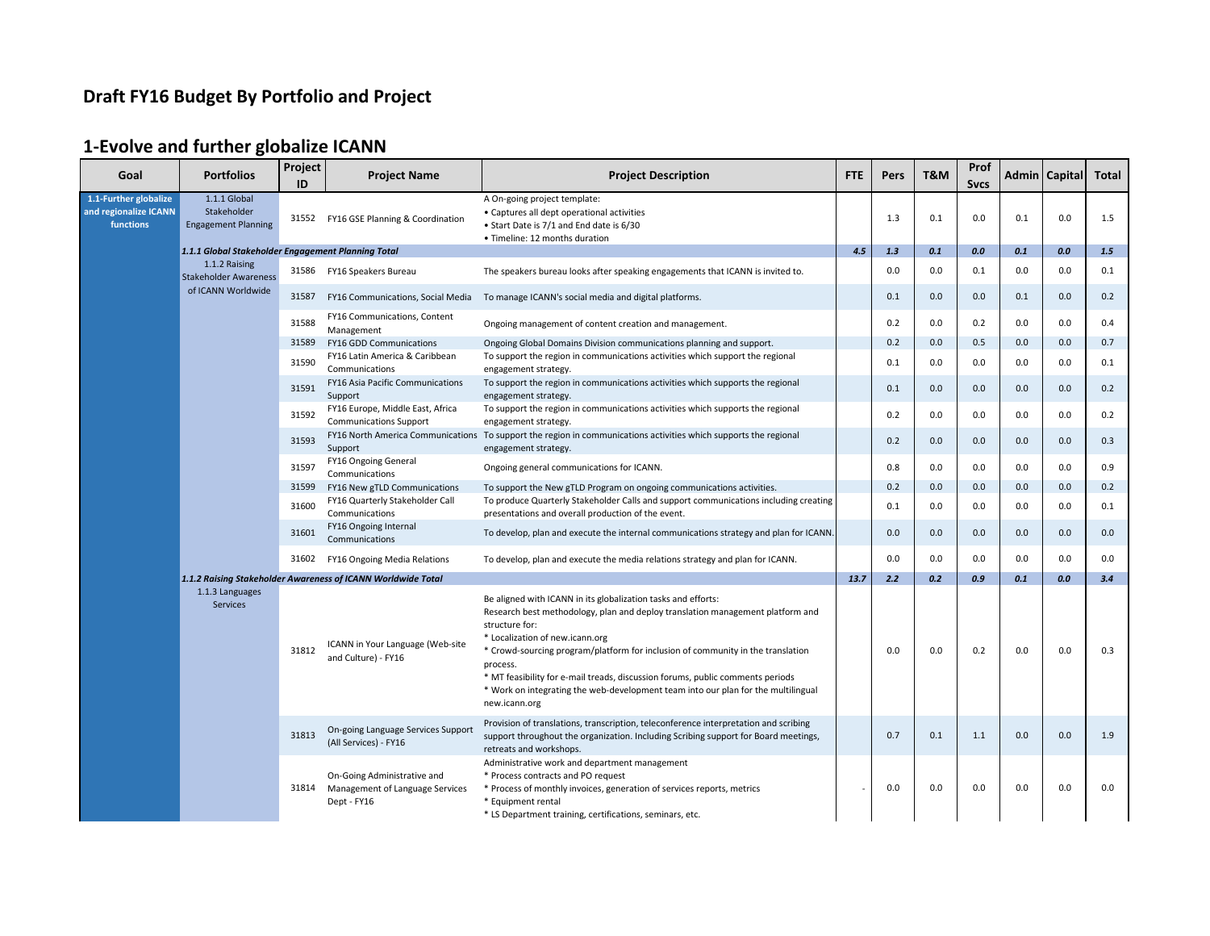# Draft FY16 Budget By Portfolio and Project

## 1-Evolve and further globalize ICANN

| Goal | Portfolios | Project ID | Project Name | Project Description | FTE | Pers | T&M | Prof Svcs | Admin | Capital | Total |
|---|---|---|---|---|---|---|---|---|---|---|---|
| 1.1-Further globalize and regionalize ICANN functions | 1.1.1 Global Stakeholder Engagement Planning | 31552 | FY16 GSE Planning & Coordination | A On-going project template:<br>• Captures all dept operational activities<br>• Start Date is 7/1 and End date is 6/30<br>• Timeline: 12 months duration | | 1.3 | 0.1 | 0.0 | 0.1 | 0.0 | 1.5 |
| | ***1.1.1 Global Stakeholder Engagement Planning Total*** | | | | ***4.5*** | ***1.3*** | ***0.1*** | ***0.0*** | ***0.1*** | ***0.0*** | ***1.5*** |
| | 1.1.2 Raising Stakeholder Awareness of ICANN Worldwide | 31586 | FY16 Speakers Bureau | The speakers bureau looks after speaking engagements that ICANN is invited to. | | 0.0 | 0.0 | 0.1 | 0.0 | 0.0 | 0.1 |
| | | 31587 | FY16 Communications, Social Media | To manage ICANN's social media and digital platforms. | | 0.1 | 0.0 | 0.0 | 0.1 | 0.0 | 0.2 |
| | | 31588 | FY16 Communications, Content Management | Ongoing management of content creation and management. | | 0.2 | 0.0 | 0.2 | 0.0 | 0.0 | 0.4 |
| | | 31589 | FY16 GDD Communications | Ongoing Global Domains Division communications planning and support. | | 0.2 | 0.0 | 0.5 | 0.0 | 0.0 | 0.7 |
| | | 31590 | FY16 Latin America & Caribbean Communications | To support the region in communications activities which support the regional engagement strategy. | | 0.1 | 0.0 | 0.0 | 0.0 | 0.0 | 0.1 |
| | | 31591 | FY16 Asia Pacific Communications Support | To support the region in communications activities which supports the regional engagement strategy. | | 0.1 | 0.0 | 0.0 | 0.0 | 0.0 | 0.2 |
| | | 31592 | FY16 Europe, Middle East, Africa Communications Support | To support the region in communications activities which supports the regional engagement strategy. | | 0.2 | 0.0 | 0.0 | 0.0 | 0.0 | 0.2 |
| | | 31593 | FY16 North America Communications Support | To support the region in communications activities which supports the regional engagement strategy. | | 0.2 | 0.0 | 0.0 | 0.0 | 0.0 | 0.3 |
| | | 31597 | FY16 Ongoing General Communications | Ongoing general communications for ICANN. | | 0.8 | 0.0 | 0.0 | 0.0 | 0.0 | 0.9 |
| | | 31599 | FY16 New gTLD Communications | To support the New gTLD Program on ongoing communications activities. | | 0.2 | 0.0 | 0.0 | 0.0 | 0.0 | 0.2 |
| | | 31600 | FY16 Quarterly Stakeholder Call Communications | To produce Quarterly Stakeholder Calls and support communications including creating presentations and overall production of the event. | | 0.1 | 0.0 | 0.0 | 0.0 | 0.0 | 0.1 |
| | | 31601 | FY16 Ongoing Internal Communications | To develop, plan and execute the internal communications strategy and plan for ICANN. | | 0.0 | 0.0 | 0.0 | 0.0 | 0.0 | 0.0 |
| | | 31602 | FY16 Ongoing Media Relations | To develop, plan and execute the media relations strategy and plan for ICANN. | | 0.0 | 0.0 | 0.0 | 0.0 | 0.0 | 0.0 |
| | ***1.1.2 Raising Stakeholder Awareness of ICANN Worldwide Total*** | | | | ***13.7*** | ***2.2*** | ***0.2*** | ***0.9*** | ***0.1*** | ***0.0*** | ***3.4*** |
| | 1.1.3 Languages Services | 31812 | ICANN in Your Language (Web-site and Culture) - FY16 | Be aligned with ICANN in its globalization tasks and efforts:<br>Research best methodology, plan and deploy translation management platform and structure for:<br>* Localization of new.icann.org<br>* Crowd-sourcing program/platform for inclusion of community in the translation process.<br>* MT feasibility for e-mail treads, discussion forums, public comments periods<br>* Work on integrating the web-development team into our plan for the multilingual new.icann.org | | 0.0 | 0.0 | 0.2 | 0.0 | 0.0 | 0.3 |
| | | 31813 | On-going Language Services Support (All Services) - FY16 | Provision of translations, transcription, teleconference interpretation and scribing support throughout the organization. Including Scribing support for Board meetings, retreats and workshops. | | 0.7 | 0.1 | 1.1 | 0.0 | 0.0 | 1.9 |
| | | 31814 | On-Going Administrative and Management of Language Services Dept - FY16 | Administrative work and department management<br>* Process contracts and PO request<br>* Process of monthly invoices, generation of services reports, metrics<br>* Equipment rental<br>* LS Department training, certifications, seminars, etc. | - | 0.0 | 0.0 | 0.0 | 0.0 | 0.0 | 0.0 |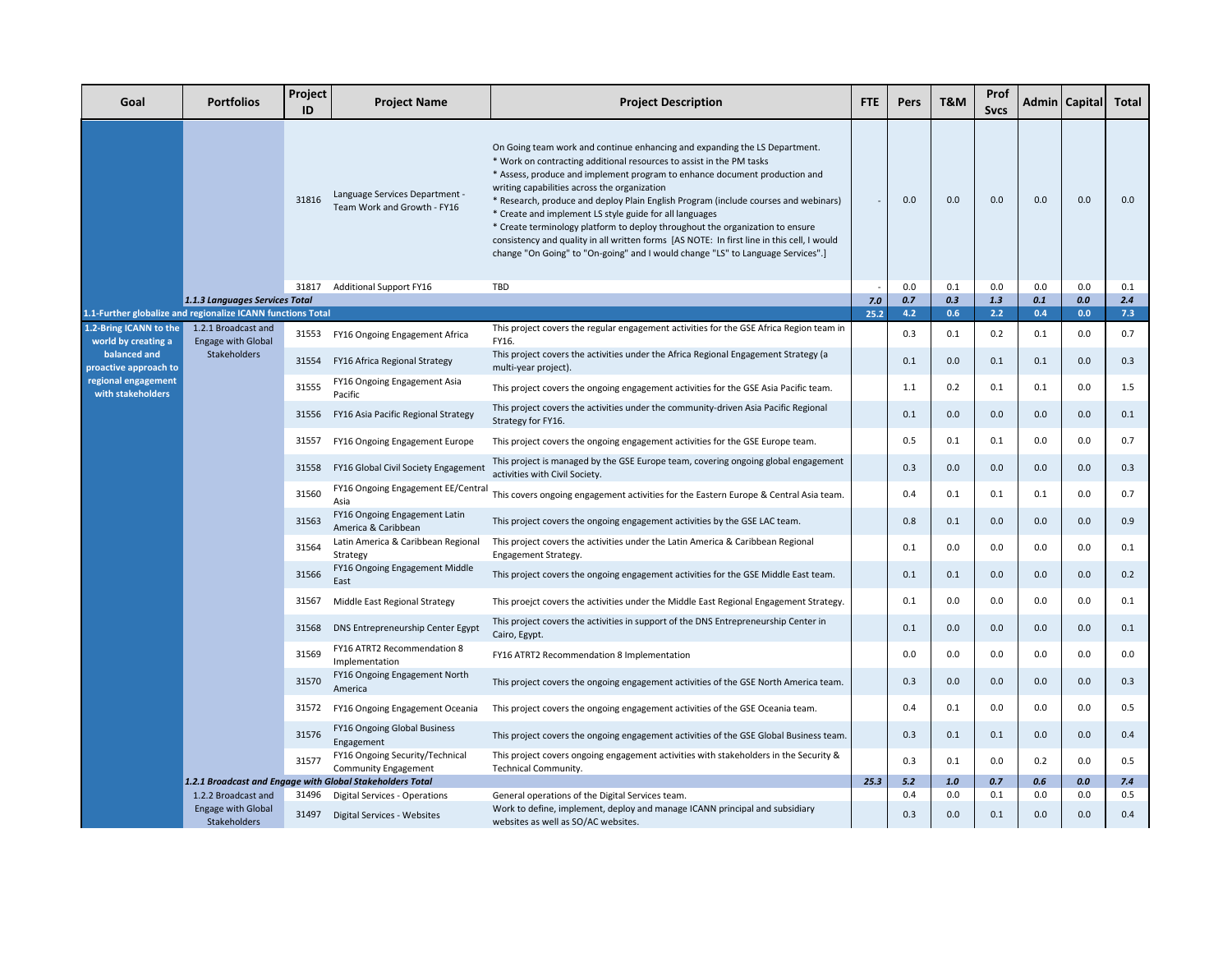| Goal | Portfolios | Project ID | Project Name | Project Description | FTE | Pers | T&M | Prof Svcs | Admin | Capital | Total |
|---|---|---|---|---|---|---|---|---|---|---|---|
| | | 31816 | Language Services Department - Team Work and Growth - FY16 | On Going team work and continue enhancing and expanding the LS Department. * Work on contracting additional resources to assist in the PM tasks * Assess, produce and implement program to enhance document production and writing capabilities across the organization * Research, produce and deploy Plain English Program (include courses and webinars) * Create and implement LS style guide for all languages * Create terminology platform to deploy throughout the organization to ensure consistency and quality in all written forms [AS NOTE: In first line in this cell, I would change "On Going" to "On-going" and I would change "LS" to Language Services".] | - | 0.0 | 0.0 | 0.0 | 0.0 | 0.0 | 0.0 |
| | | 31817 | Additional Support FY16 | TBD | - | 0.0 | 0.1 | 0.0 | 0.0 | 0.0 | 0.1 |
| | ***1.1.3 Languages Services Total*** | | | | ***7.0*** | ***0.7*** | ***0.3*** | ***1.3*** | ***0.1*** | ***0.0*** | ***2.4*** |
| **1.1-Further globalize and regionalize ICANN functions Total** | | | | | **25.2** | **4.2** | **0.6** | **2.2** | **0.4** | **0.0** | **7.3** |
| **1.2-Bring ICANN to the world by creating a balanced and proactive approach to regional engagement with stakeholders** | 1.2.1 Broadcast and Engage with Global Stakeholders | 31553 | FY16 Ongoing Engagement Africa | This project covers the regular engagement activities for the GSE Africa Region team in FY16. | | 0.3 | 0.1 | 0.2 | 0.1 | 0.0 | 0.7 |
| | | 31554 | FY16 Africa Regional Strategy | This project covers the activities under the Africa Regional Engagement Strategy (a multi-year project). | | 0.1 | 0.0 | 0.1 | 0.1 | 0.0 | 0.3 |
| | | 31555 | FY16 Ongoing Engagement Asia Pacific | This project covers the ongoing engagement activities for the GSE Asia Pacific team. | | 1.1 | 0.2 | 0.1 | 0.1 | 0.0 | 1.5 |
| | | 31556 | FY16 Asia Pacific Regional Strategy | This project covers the activities under the community-driven Asia Pacific Regional Strategy for FY16. | | 0.1 | 0.0 | 0.0 | 0.0 | 0.0 | 0.1 |
| | | 31557 | FY16 Ongoing Engagement Europe | This project covers the ongoing engagement activities for the GSE Europe team. | | 0.5 | 0.1 | 0.1 | 0.0 | 0.0 | 0.7 |
| | | 31558 | FY16 Global Civil Society Engagement | This project is managed by the GSE Europe team, covering ongoing global engagement activities with Civil Society. | | 0.3 | 0.0 | 0.0 | 0.0 | 0.0 | 0.3 |
| | | 31560 | FY16 Ongoing Engagement EE/Central Asia | This covers ongoing engagement activities for the Eastern Europe & Central Asia team. | | 0.4 | 0.1 | 0.1 | 0.1 | 0.0 | 0.7 |
| | | 31563 | FY16 Ongoing Engagement Latin America & Caribbean | This project covers the ongoing engagement activities by the GSE LAC team. | | 0.8 | 0.1 | 0.0 | 0.0 | 0.0 | 0.9 |
| | | 31564 | Latin America & Caribbean Regional Strategy | This project covers the activities under the Latin America & Caribbean Regional Engagement Strategy. | | 0.1 | 0.0 | 0.0 | 0.0 | 0.0 | 0.1 |
| | | 31566 | FY16 Ongoing Engagement Middle East | This project covers the ongoing engagement activities for the GSE Middle East team. | | 0.1 | 0.1 | 0.0 | 0.0 | 0.0 | 0.2 |
| | | 31567 | Middle East Regional Strategy | This proejct covers the activities under the Middle East Regional Engagement Strategy. | | 0.1 | 0.0 | 0.0 | 0.0 | 0.0 | 0.1 |
| | | 31568 | DNS Entrepreneurship Center Egypt | This project covers the activities in support of the DNS Entrepreneurship Center in Cairo, Egypt. | | 0.1 | 0.0 | 0.0 | 0.0 | 0.0 | 0.1 |
| | | 31569 | FY16 ATRT2 Recommendation 8 Implementation | FY16 ATRT2 Recommendation 8 Implementation | | 0.0 | 0.0 | 0.0 | 0.0 | 0.0 | 0.0 |
| | | 31570 | FY16 Ongoing Engagement North America | This project covers the ongoing engagement activities of the GSE North America team. | | 0.3 | 0.0 | 0.0 | 0.0 | 0.0 | 0.3 |
| | | 31572 | FY16 Ongoing Engagement Oceania | This project covers the ongoing engagement activities of the GSE Oceania team. | | 0.4 | 0.1 | 0.0 | 0.0 | 0.0 | 0.5 |
| | | 31576 | FY16 Ongoing Global Business Engagement | This project covers the ongoing engagement activities of the GSE Global Business team. | | 0.3 | 0.1 | 0.1 | 0.0 | 0.0 | 0.4 |
| | | 31577 | FY16 Ongoing Security/Technical Community Engagement | This project covers ongoing engagement activities with stakeholders in the Security & Technical Community. | | 0.3 | 0.1 | 0.0 | 0.2 | 0.0 | 0.5 |
| | ***1.2.1 Broadcast and Engage with Global Stakeholders Total*** | | | | ***25.3*** | ***5.2*** | ***1.0*** | ***0.7*** | ***0.6*** | ***0.0*** | ***7.4*** |
| | 1.2.2 Broadcast and Engage with Global Stakeholders | 31496 | Digital Services - Operations | General operations of the Digital Services team. | | 0.4 | 0.0 | 0.1 | 0.0 | 0.0 | 0.5 |
| | | 31497 | Digital Services - Websites | Work to define, implement, deploy and manage ICANN principal and subsidiary websites as well as SO/AC websites. | | 0.3 | 0.0 | 0.1 | 0.0 | 0.0 | 0.4 |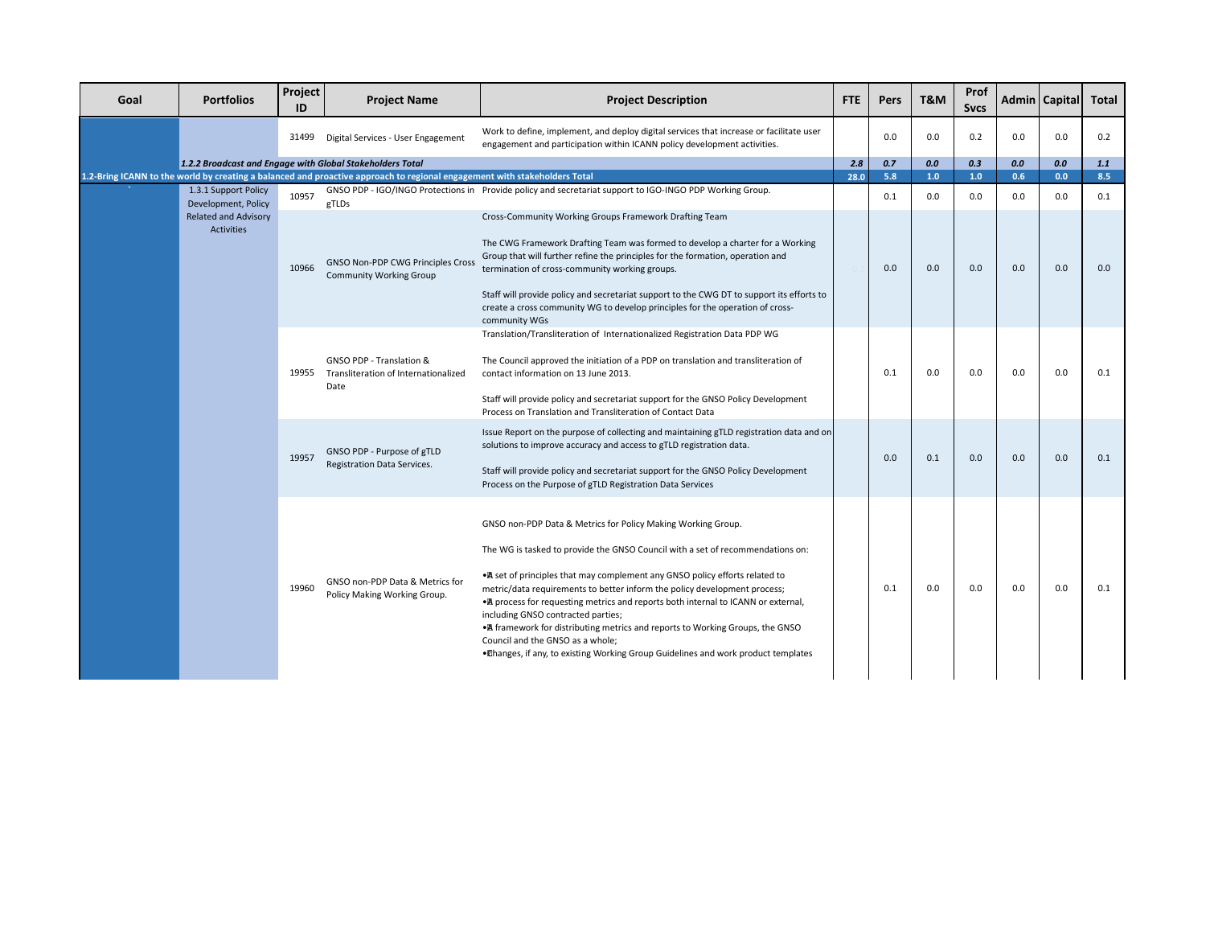| Goal | Portfolios | Project ID | Project Name | Project Description | FTE | Pers | T&M | Prof Svcs | Admin | Capital | Total |
|---|---|---|---|---|---|---|---|---|---|---|---|
| | | 31499 | Digital Services - User Engagement | Work to define, implement, and deploy digital services that increase or facilitate user engagement and participation within ICANN policy development activities. | | 0.0 | 0.0 | 0.2 | 0.0 | 0.0 | 0.2 |
| | ***1.2.2 Broadcast and Engage with Global Stakeholders Total*** | | | | ***2.8*** | ***0.7*** | ***0.0*** | ***0.3*** | ***0.0*** | ***0.0*** | ***1.1*** |
| **1.2-Bring ICANN to the world by creating a balanced and proactive approach to regional engagement with stakeholders Total** | | | | | **28.0** | **5.8** | **1.0** | **1.0** | **0.6** | **0.0** | **8.5** |
| | 1.3.1 Support Policy Development, Policy Related and Advisory Activities | 10957 | GNSO PDP - IGO/INGO Protections in gTLDs | Provide policy and secretariat support to IGO-INGO PDP Working Group. | | 0.1 | 0.0 | 0.0 | 0.0 | 0.0 | 0.1 |
| | | 10966 | GNSO Non-PDP CWG Principles Cross Community Working Group | Cross-Community Working Groups Framework Drafting Team<br><br>The CWG Framework Drafting Team was formed to develop a charter for a Working Group that will further refine the principles for the formation, operation and termination of cross-community working groups.<br><br>Staff will provide policy and secretariat support to the CWG DT to support its efforts to create a cross community WG to develop principles for the operation of cross-community WGs | | 0.0 | 0.0 | 0.0 | 0.0 | 0.0 | 0.0 |
| | | 19955 | GNSO PDP - Translation & Transliteration of Internationalized Date | Translation/Transliteration of Internationalized Registration Data PDP WG<br><br>The Council approved the initiation of a PDP on translation and transliteration of contact information on 13 June 2013.<br><br>Staff will provide policy and secretariat support for the GNSO Policy Development Process on Translation and Transliteration of Contact Data | | 0.1 | 0.0 | 0.0 | 0.0 | 0.0 | 0.1 |
| | | 19957 | GNSO PDP - Purpose of gTLD Registration Data Services. | Issue Report on the purpose of collecting and maintaining gTLD registration data and on solutions to improve accuracy and access to gTLD registration data.<br><br>Staff will provide policy and secretariat support for the GNSO Policy Development Process on the Purpose of gTLD Registration Data Services | | 0.0 | 0.1 | 0.0 | 0.0 | 0.0 | 0.1 |
| | | 19960 | GNSO non-PDP Data & Metrics for Policy Making Working Group. | GNSO non-PDP Data & Metrics for Policy Making Working Group.<br><br>The WG is tasked to provide the GNSO Council with a set of recommendations on:<br><br>• A set of principles that may complement any GNSO policy efforts related to metric/data requirements to better inform the policy development process;<br>• A process for requesting metrics and reports both internal to ICANN or external, including GNSO contracted parties;<br>• A framework for distributing metrics and reports to Working Groups, the GNSO Council and the GNSO as a whole;<br>• Changes, if any, to existing Working Group Guidelines and work product templates | | 0.1 | 0.0 | 0.0 | 0.0 | 0.0 | 0.1 |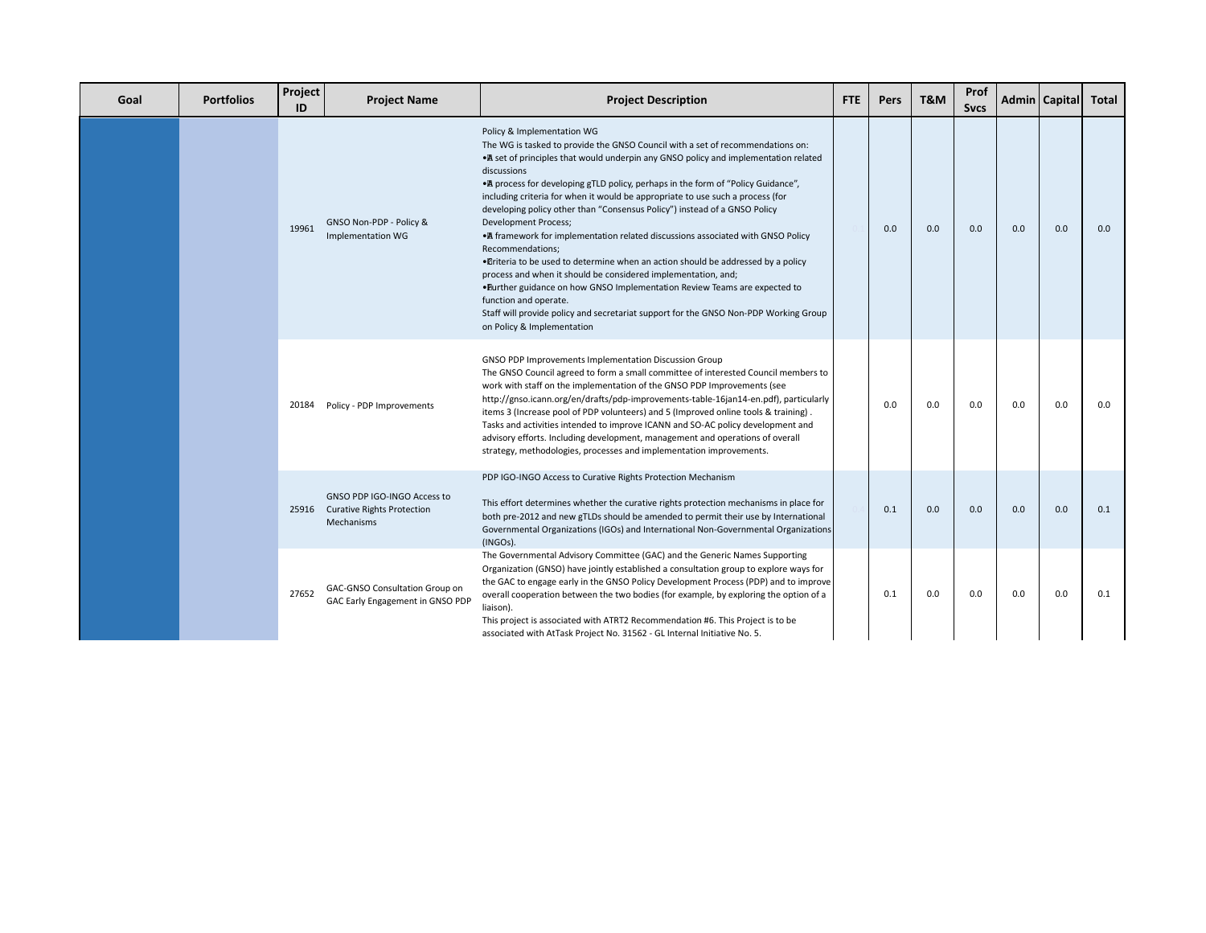| Goal | Portfolios | Project ID | Project Name | Project Description | FTE | Pers | T&M | Prof Svcs | Admin | Capital | Total |
|---|---|---|---|---|---|---|---|---|---|---|---|
| | | 19961 | GNSO Non-PDP - Policy & Implementation WG | Policy & Implementation WG<br>The WG is tasked to provide the GNSO Council with a set of recommendations on:<br>• A set of principles that would underpin any GNSO policy and implementation related discussions<br>• A process for developing gTLD policy, perhaps in the form of "Policy Guidance", including criteria for when it would be appropriate to use such a process (for developing policy other than "Consensus Policy") instead of a GNSO Policy Development Process;<br>• A framework for implementation related discussions associated with GNSO Policy Recommendations;<br>• Criteria to be used to determine when an action should be addressed by a policy process and when it should be considered implementation, and;<br>• Further guidance on how GNSO Implementation Review Teams are expected to function and operate.<br>Staff will provide policy and secretariat support for the GNSO Non-PDP Working Group on Policy & Implementation | 0.1 | 0.0 | 0.0 | 0.0 | 0.0 | 0.0 | 0.0 |
| | | 20184 | Policy - PDP Improvements | GNSO PDP Improvements Implementation Discussion Group<br>The GNSO Council agreed to form a small committee of interested Council members to work with staff on the implementation of the GNSO PDP Improvements (see http://gnso.icann.org/en/drafts/pdp-improvements-table-16jan14-en.pdf), particularly items 3 (Increase pool of PDP volunteers) and 5 (Improved online tools & training) . Tasks and activities intended to improve ICANN and SO-AC policy development and advisory efforts. Including development, management and operations of overall strategy, methodologies, processes and implementation improvements. | | 0.0 | 0.0 | 0.0 | 0.0 | 0.0 | 0.0 |
| | | 25916 | GNSO PDP IGO-INGO Access to Curative Rights Protection Mechanisms | PDP IGO-INGO Access to Curative Rights Protection Mechanism<br><br>This effort determines whether the curative rights protection mechanisms in place for both pre-2012 and new gTLDs should be amended to permit their use by International Governmental Organizations (IGOs) and International Non-Governmental Organizations (INGOs). | 0.4 | 0.1 | 0.0 | 0.0 | 0.0 | 0.0 | 0.1 |
| | | 27652 | GAC-GNSO Consultation Group on GAC Early Engagement in GNSO PDP | The Governmental Advisory Committee (GAC) and the Generic Names Supporting Organization (GNSO) have jointly established a consultation group to explore ways for the GAC to engage early in the GNSO Policy Development Process (PDP) and to improve overall cooperation between the two bodies (for example, by exploring the option of a liaison).<br>This project is associated with ATRT2 Recommendation #6. This Project is to be associated with AtTask Project No. 31562 - GL Internal Initiative No. 5. | | 0.1 | 0.0 | 0.0 | 0.0 | 0.0 | 0.1 |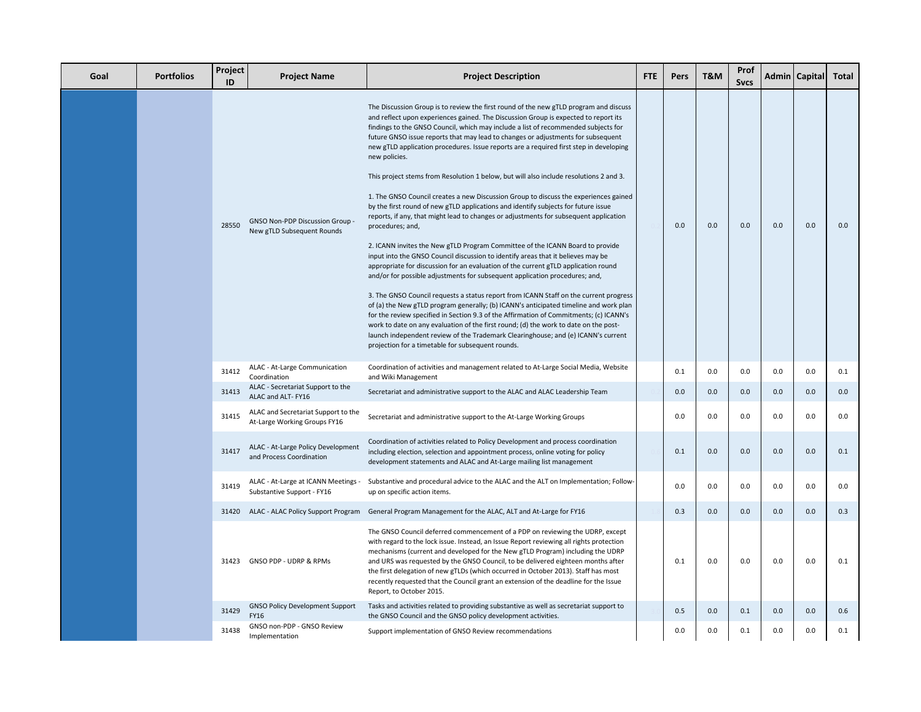| Goal | Portfolios | Project ID | Project Name | Project Description | FTE | Pers | T&M | Prof Svcs | Admin | Capital | Total |
|---|---|---|---|---|---|---|---|---|---|---|---|
| | | 28550 | GNSO Non-PDP Discussion Group - New gTLD Subsequent Rounds | The Discussion Group is to review the first round of the new gTLD program and discuss and reflect upon experiences gained. The Discussion Group is expected to report its findings to the GNSO Council, which may include a list of recommended subjects for future GNSO issue reports that may lead to changes or adjustments for subsequent new gTLD application procedures. Issue reports are a required first step in developing new policies.<br><br>This project stems from Resolution 1 below, but will also include resolutions 2 and 3.<br><br>1. The GNSO Council creates a new Discussion Group to discuss the experiences gained by the first round of new gTLD applications and identify subjects for future issue reports, if any, that might lead to changes or adjustments for subsequent application procedures; and,<br><br>2. ICANN invites the New gTLD Program Committee of the ICANN Board to provide input into the GNSO Council discussion to identify areas that it believes may be appropriate for discussion for an evaluation of the current gTLD application round and/or for possible adjustments for subsequent application procedures; and,<br><br>3. The GNSO Council requests a status report from ICANN Staff on the current progress of (a) the New gTLD program generally; (b) ICANN's anticipated timeline and work plan for the review specified in Section 9.3 of the Affirmation of Commitments; (c) ICANN's work to date on any evaluation of the first round; (d) the work to date on the post-launch independent review of the Trademark Clearinghouse; and (e) ICANN's current projection for a timetable for subsequent rounds. | | 0.0 | 0.0 | 0.0 | 0.0 | 0.0 | 0.0 |
| | | 31412 | ALAC - At-Large Communication Coordination | Coordination of activities and management related to At-Large Social Media, Website and Wiki Management | | 0.1 | 0.0 | 0.0 | 0.0 | 0.0 | 0.1 |
| | | 31413 | ALAC - Secretariat Support to the ALAC and ALT- FY16 | Secretariat and administrative support to the ALAC and ALAC Leadership Team | | 0.0 | 0.0 | 0.0 | 0.0 | 0.0 | 0.0 |
| | | 31415 | ALAC and Secretariat Support to the At-Large Working Groups FY16 | Secretariat and administrative support to the At-Large Working Groups | | 0.0 | 0.0 | 0.0 | 0.0 | 0.0 | 0.0 |
| | | 31417 | ALAC - At-Large Policy Development and Process Coordination | Coordination of activities related to Policy Development and process coordination including election, selection and appointment process, online voting for policy development statements and ALAC and At-Large mailing list management | | 0.1 | 0.0 | 0.0 | 0.0 | 0.0 | 0.1 |
| | | 31419 | ALAC - At-Large at ICANN Meetings - Substantive Support - FY16 | Substantive and procedural advice to the ALAC and the ALT on Implementation; Follow-up on specific action items. | | 0.0 | 0.0 | 0.0 | 0.0 | 0.0 | 0.0 |
| | | 31420 | ALAC - ALAC Policy Support Program | General Program Management for the ALAC, ALT and At-Large for FY16 | | 0.3 | 0.0 | 0.0 | 0.0 | 0.0 | 0.3 |
| | | 31423 | GNSO PDP - UDRP & RPMs | The GNSO Council deferred commencement of a PDP on reviewing the UDRP, except with regard to the lock issue. Instead, an Issue Report reviewing all rights protection mechanisms (current and developed for the New gTLD Program) including the UDRP and URS was requested by the GNSO Council, to be delivered eighteen months after the first delegation of new gTLDs (which occurred in October 2013). Staff has most recently requested that the Council grant an extension of the deadline for the Issue Report, to October 2015. | | 0.1 | 0.0 | 0.0 | 0.0 | 0.0 | 0.1 |
| | | 31429 | GNSO Policy Development Support FY16 | Tasks and activities related to providing substantive as well as secretariat support to the GNSO Council and the GNSO policy development activities. | | 0.5 | 0.0 | 0.1 | 0.0 | 0.0 | 0.6 |
| | | 31438 | GNSO non-PDP - GNSO Review Implementation | Support implementation of GNSO Review recommendations | | 0.0 | 0.0 | 0.1 | 0.0 | 0.0 | 0.1 |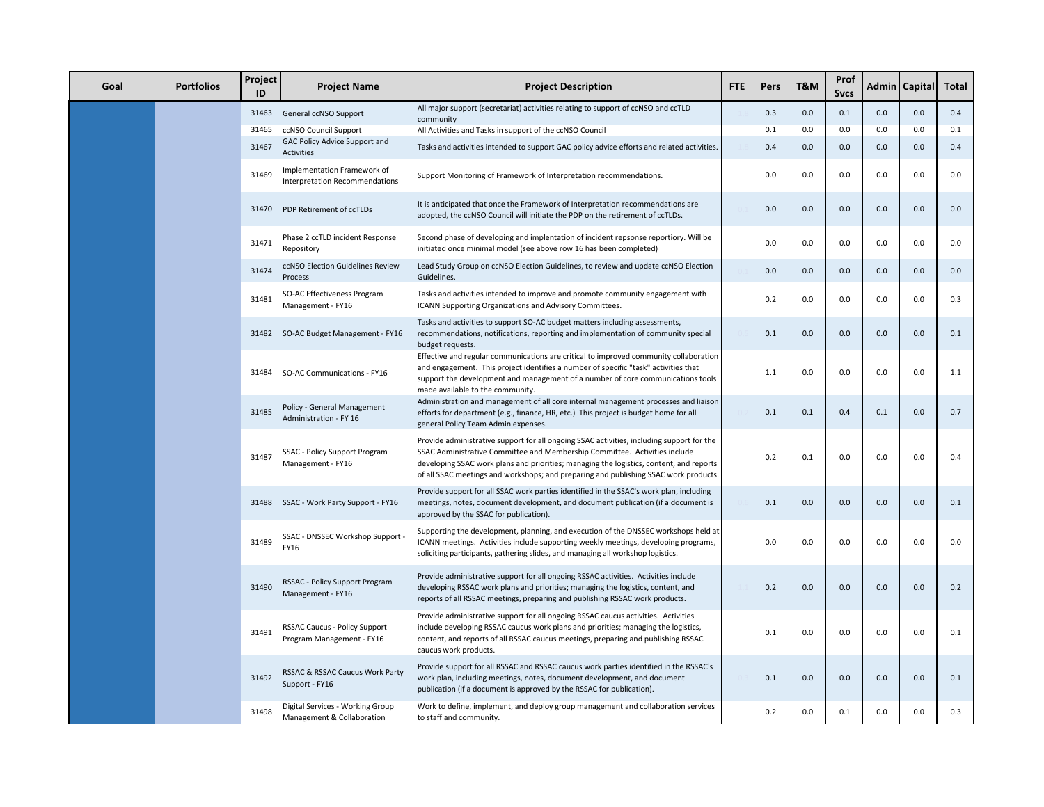| Goal | Portfolios | Project ID | Project Name | Project Description | FTE | Pers | T&M | Prof Svcs | Admin | Capital | Total |
|---|---|---|---|---|---|---|---|---|---|---|---|
| | | 31463 | General ccNSO Support | All major support (secretariat) activities relating to support of ccNSO and ccTLD community | | 0.3 | 0.0 | 0.1 | 0.0 | 0.0 | 0.4 |
| | | 31465 | ccNSO Council Support | All Activities and Tasks in support of the ccNSO Council | | 0.1 | 0.0 | 0.0 | 0.0 | 0.0 | 0.1 |
| | | 31467 | GAC Policy Advice Support and Activities | Tasks and activities intended to support GAC policy advice efforts and related activities. | | 0.4 | 0.0 | 0.0 | 0.0 | 0.0 | 0.4 |
| | | 31469 | Implementation Framework of Interpretation Recommendations | Support Monitoring of Framework of Interpretation recommendations. | | 0.0 | 0.0 | 0.0 | 0.0 | 0.0 | 0.0 |
| | | 31470 | PDP Retirement of ccTLDs | It is anticipated that once the Framework of Interpretation recommendations are adopted, the ccNSO Council will initiate the PDP on the retirement of ccTLDs. | | 0.0 | 0.0 | 0.0 | 0.0 | 0.0 | 0.0 |
| | | 31471 | Phase 2 ccTLD incident Response Repository | Second phase of developing and implentation of incident repsonse reportiory. Will be initiated once minimal model (see above row 16 has been completed) | | 0.0 | 0.0 | 0.0 | 0.0 | 0.0 | 0.0 |
| | | 31474 | ccNSO Election Guidelines Review Process | Lead Study Group on ccNSO Election Guidelines, to review and update ccNSO Election Guidelines. | | 0.0 | 0.0 | 0.0 | 0.0 | 0.0 | 0.0 |
| | | 31481 | SO-AC Effectiveness Program Management - FY16 | Tasks and activities intended to improve and promote community engagement with ICANN Supporting Organizations and Advisory Committees. | | 0.2 | 0.0 | 0.0 | 0.0 | 0.0 | 0.3 |
| | | 31482 | SO-AC Budget Management - FY16 | Tasks and activities to support SO-AC budget matters including assessments, recommendations, notifications, reporting and implementation of community special budget requests. | | 0.1 | 0.0 | 0.0 | 0.0 | 0.0 | 0.1 |
| | | 31484 | SO-AC Communications - FY16 | Effective and regular communications are critical to improved community collaboration and engagement. This project identifies a number of specific "task" activities that support the development and management of a number of core communications tools made available to the community. | | 1.1 | 0.0 | 0.0 | 0.0 | 0.0 | 1.1 |
| | | 31485 | Policy - General Management Administration - FY 16 | Administration and management of all core internal management processes and liaison efforts for department (e.g., finance, HR, etc.) This project is budget home for all general Policy Team Admin expenses. | | 0.1 | 0.1 | 0.4 | 0.1 | 0.0 | 0.7 |
| | | 31487 | SSAC - Policy Support Program Management - FY16 | Provide administrative support for all ongoing SSAC activities, including support for the SSAC Administrative Committee and Membership Committee. Activities include developing SSAC work plans and priorities; managing the logistics, content, and reports of all SSAC meetings and workshops; and preparing and publishing SSAC work products. | | 0.2 | 0.1 | 0.0 | 0.0 | 0.0 | 0.4 |
| | | 31488 | SSAC - Work Party Support - FY16 | Provide support for all SSAC work parties identified in the SSAC's work plan, including meetings, notes, document development, and document publication (if a document is approved by the SSAC for publication). | | 0.1 | 0.0 | 0.0 | 0.0 | 0.0 | 0.1 |
| | | 31489 | SSAC - DNSSEC Workshop Support - FY16 | Supporting the development, planning, and execution of the DNSSEC workshops held at ICANN meetings. Activities include supporting weekly meetings, developing programs, soliciting participants, gathering slides, and managing all workshop logistics. | | 0.0 | 0.0 | 0.0 | 0.0 | 0.0 | 0.0 |
| | | 31490 | RSSAC - Policy Support Program Management - FY16 | Provide administrative support for all ongoing RSSAC activities. Activities include developing RSSAC work plans and priorities; managing the logistics, content, and reports of all RSSAC meetings, preparing and publishing RSSAC work products. | | 0.2 | 0.0 | 0.0 | 0.0 | 0.0 | 0.2 |
| | | 31491 | RSSAC Caucus - Policy Support Program Management - FY16 | Provide administrative support for all ongoing RSSAC caucus activities. Activities include developing RSSAC caucus work plans and priorities; managing the logistics, content, and reports of all RSSAC caucus meetings, preparing and publishing RSSAC caucus work products. | | 0.1 | 0.0 | 0.0 | 0.0 | 0.0 | 0.1 |
| | | 31492 | RSSAC & RSSAC Caucus Work Party Support - FY16 | Provide support for all RSSAC and RSSAC caucus work parties identified in the RSSAC's work plan, including meetings, notes, document development, and document publication (if a document is approved by the RSSAC for publication). | | 0.1 | 0.0 | 0.0 | 0.0 | 0.0 | 0.1 |
| | | 31498 | Digital Services - Working Group Management & Collaboration | Work to define, implement, and deploy group management and collaboration services to staff and community. | | 0.2 | 0.0 | 0.1 | 0.0 | 0.0 | 0.3 |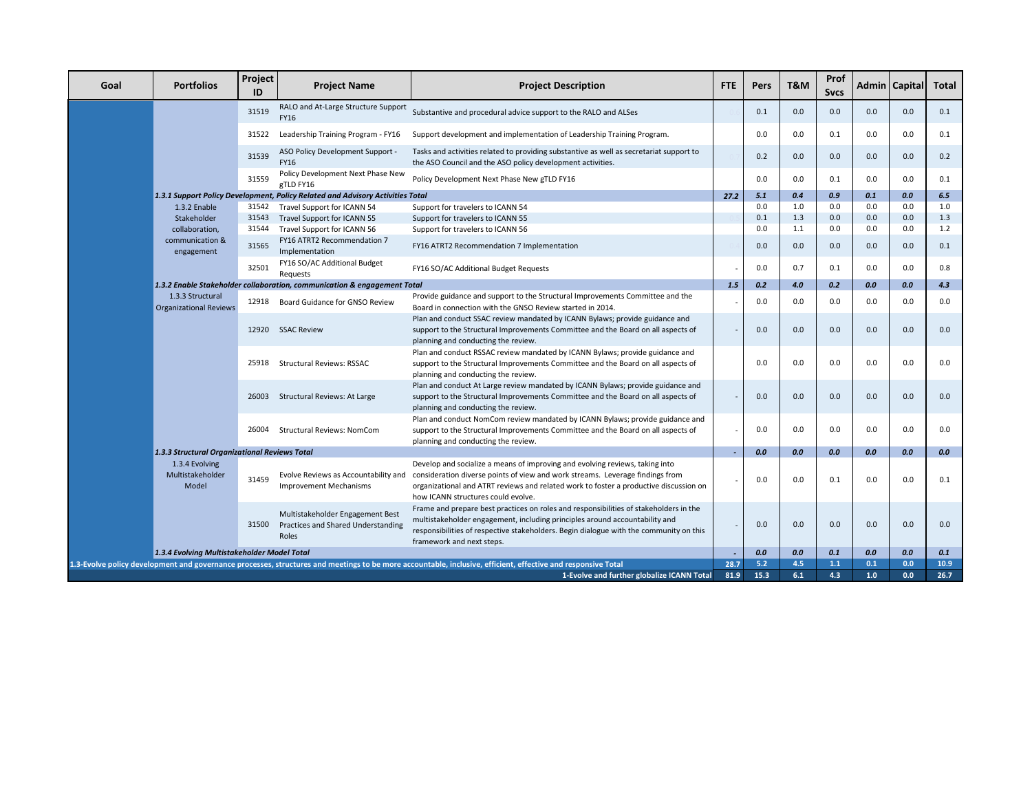| Goal | Portfolios | Project ID | Project Name | Project Description | FTE | Pers | T&M | Prof Svcs | Admin | Capital | Total |
|---|---|---|---|---|---|---|---|---|---|---|---|
| | | 31519 | RALO and At-Large Structure Support FY16 | Substantive and procedural advice support to the RALO and ALSes | | 0.1 | 0.0 | 0.0 | 0.0 | 0.0 | 0.1 |
| | | 31522 | Leadership Training Program - FY16 | Support development and implementation of Leadership Training Program. | | 0.0 | 0.0 | 0.1 | 0.0 | 0.0 | 0.1 |
| | | 31539 | ASO Policy Development Support - FY16 | Tasks and activities related to providing substantive as well as secretariat support to the ASO Council and the ASO policy development activities. | | 0.2 | 0.0 | 0.0 | 0.0 | 0.0 | 0.2 |
| | | 31559 | Policy Development Next Phase New gTLD FY16 | Policy Development Next Phase New gTLD FY16 | | 0.0 | 0.0 | 0.1 | 0.0 | 0.0 | 0.1 |
| | ***1.3.1 Support Policy Development, Policy Related and Advisory Activities Total*** | | | | ***27.2*** | ***5.1*** | ***0.4*** | ***0.9*** | ***0.1*** | ***0.0*** | ***6.5*** |
| | 1.3.2 Enable Stakeholder collaboration, communication & engagement | 31542 | Travel Support for ICANN 54 | Support for travelers to ICANN 54 | | 0.0 | 1.0 | 0.0 | 0.0 | 0.0 | 1.0 |
| | | 31543 | Travel Support for ICANN 55 | Support for travelers to ICANN 55 | | 0.1 | 1.3 | 0.0 | 0.0 | 0.0 | 1.3 |
| | | 31544 | Travel Support for ICANN 56 | Support for travelers to ICANN 56 | | 0.0 | 1.1 | 0.0 | 0.0 | 0.0 | 1.2 |
| | | 31565 | FY16 ATRT2 Recommendation 7 Implementation | FY16 ATRT2 Recommendation 7 Implementation | | 0.0 | 0.0 | 0.0 | 0.0 | 0.0 | 0.1 |
| | | 32501 | FY16 SO/AC Additional Budget Requests | FY16 SO/AC Additional Budget Requests | - | 0.0 | 0.7 | 0.1 | 0.0 | 0.0 | 0.8 |
| | ***1.3.2 Enable Stakeholder collaboration, communication & engagement Total*** | | | | ***1.5*** | ***0.2*** | ***4.0*** | ***0.2*** | ***0.0*** | ***0.0*** | ***4.3*** |
| | 1.3.3 Structural Organizational Reviews | 12918 | Board Guidance for GNSO Review | Provide guidance and support to the Structural Improvements Committee and the Board in connection with the GNSO Review started in 2014. | - | 0.0 | 0.0 | 0.0 | 0.0 | 0.0 | 0.0 |
| | | 12920 | SSAC Review | Plan and conduct SSAC review mandated by ICANN Bylaws; provide guidance and support to the Structural Improvements Committee and the Board on all aspects of planning and conducting the review. | - | 0.0 | 0.0 | 0.0 | 0.0 | 0.0 | 0.0 |
| | | 25918 | Structural Reviews: RSSAC | Plan and conduct RSSAC review mandated by ICANN Bylaws; provide guidance and support to the Structural Improvements Committee and the Board on all aspects of planning and conducting the review. | | 0.0 | 0.0 | 0.0 | 0.0 | 0.0 | 0.0 |
| | | 26003 | Structural Reviews: At Large | Plan and conduct At Large review mandated by ICANN Bylaws; provide guidance and support to the Structural Improvements Committee and the Board on all aspects of planning and conducting the review. | - | 0.0 | 0.0 | 0.0 | 0.0 | 0.0 | 0.0 |
| | | 26004 | Structural Reviews: NomCom | Plan and conduct NomCom review mandated by ICANN Bylaws; provide guidance and support to the Structural Improvements Committee and the Board on all aspects of planning and conducting the review. | - | 0.0 | 0.0 | 0.0 | 0.0 | 0.0 | 0.0 |
| | ***1.3.3 Structural Organizational Reviews Total*** | | | | ***-*** | ***0.0*** | ***0.0*** | ***0.0*** | ***0.0*** | ***0.0*** | ***0.0*** |
| | 1.3.4 Evolving Multistakeholder Model | 31459 | Evolve Reviews as Accountability and Improvement Mechanisms | Develop and socialize a means of improving and evolving reviews, taking into consideration diverse points of view and work streams. Leverage findings from organizational and ATRT reviews and related work to foster a productive discussion on how ICANN structures could evolve. | - | 0.0 | 0.0 | 0.1 | 0.0 | 0.0 | 0.1 |
| | | 31500 | Multistakeholder Engagement Best Practices and Shared Understanding Roles | Frame and prepare best practices on roles and responsibilities of stakeholders in the multistakeholder engagement, including principles around accountability and responsibilities of respective stakeholders. Begin dialogue with the community on this framework and next steps. | - | 0.0 | 0.0 | 0.0 | 0.0 | 0.0 | 0.0 |
| | ***1.3.4 Evolving Multistakeholder Model Total*** | | | | ***-*** | ***0.0*** | ***0.0*** | ***0.1*** | ***0.0*** | ***0.0*** | ***0.1*** |
| **1.3-Evolve policy development and governance processes, structures and meetings to be more accountable, inclusive, efficient, effective and responsive Total** | | | | | **28.7** | **5.2** | **4.5** | **1.1** | **0.1** | **0.0** | **10.9** |
| | | | | **1-Evolve and further globalize ICANN Total** | **81.9** | **15.3** | **6.1** | **4.3** | **1.0** | **0.0** | **26.7** |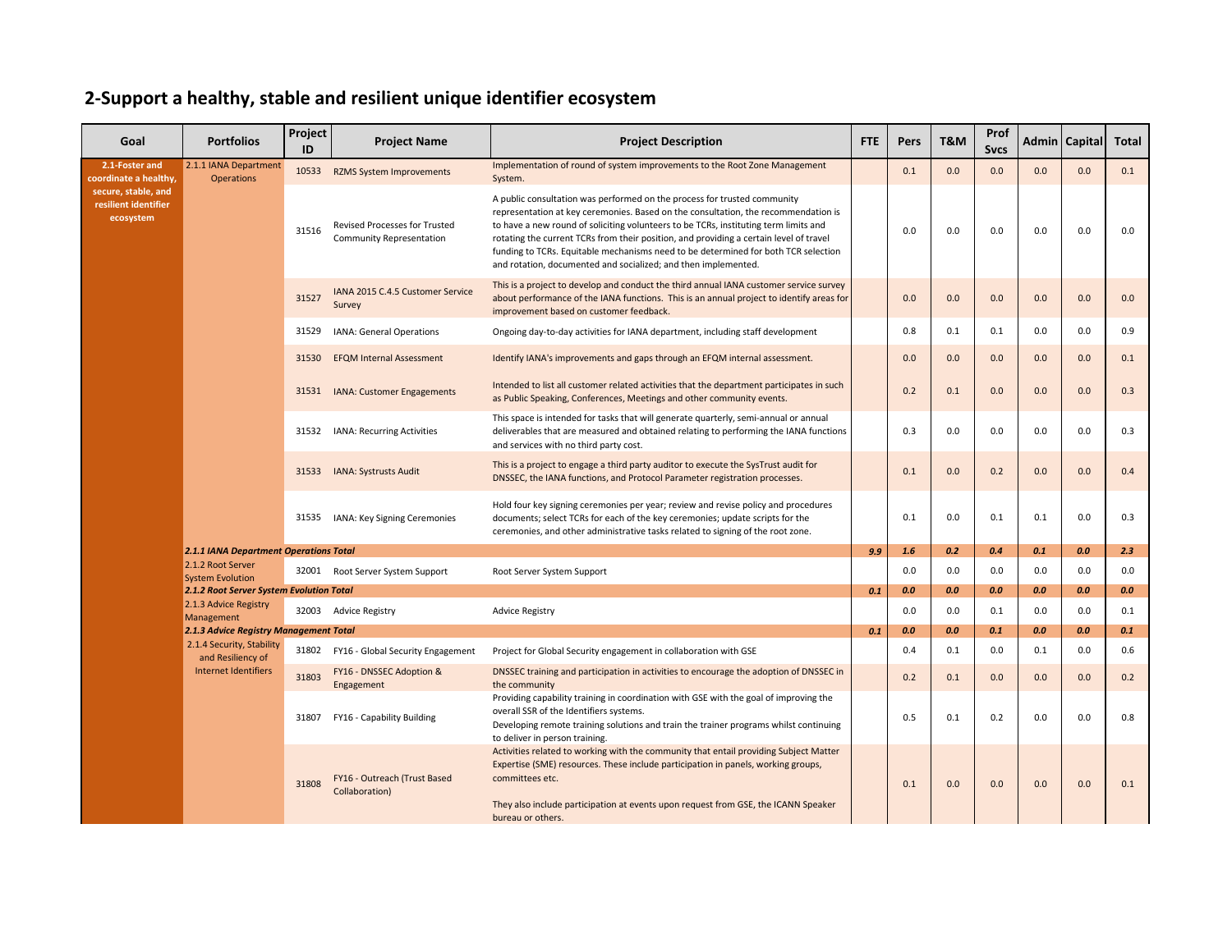## 2-Support a healthy, stable and resilient unique identifier ecosystem

| Goal | Portfolios | Project ID | Project Name | Project Description | FTE | Pers | T&M | Prof Svcs | Admin | Capital | Total |
|---|---|---|---|---|---|---|---|---|---|---|---|
| 2.1-Foster and coordinate a healthy, secure, stable, and resilient identifier ecosystem | 2.1.1 IANA Department Operations | 10533 | RZMS System Improvements | Implementation of round of system improvements to the Root Zone Management System. | | 0.1 | 0.0 | 0.0 | 0.0 | 0.0 | 0.1 |
| | | 31516 | Revised Processes for Trusted Community Representation | A public consultation was performed on the process for trusted community representation at key ceremonies. Based on the consultation, the recommendation is to have a new round of soliciting volunteers to be TCRs, instituting term limits and rotating the current TCRs from their position, and providing a certain level of travel funding to TCRs. Equitable mechanisms need to be determined for both TCR selection and rotation, documented and socialized; and then implemented. | | 0.0 | 0.0 | 0.0 | 0.0 | 0.0 | 0.0 |
| | | 31527 | IANA 2015 C.4.5 Customer Service Survey | This is a project to develop and conduct the third annual IANA customer service survey about performance of the IANA functions. This is an annual project to identify areas for improvement based on customer feedback. | | 0.0 | 0.0 | 0.0 | 0.0 | 0.0 | 0.0 |
| | | 31529 | IANA: General Operations | Ongoing day-to-day activities for IANA department, including staff development | | 0.8 | 0.1 | 0.1 | 0.0 | 0.0 | 0.9 |
| | | 31530 | EFQM Internal Assessment | Identify IANA's improvements and gaps through an EFQM internal assessment. | | 0.0 | 0.0 | 0.0 | 0.0 | 0.0 | 0.1 |
| | | 31531 | IANA: Customer Engagements | Intended to list all customer related activities that the department participates in such as Public Speaking, Conferences, Meetings and other community events. | | 0.2 | 0.1 | 0.0 | 0.0 | 0.0 | 0.3 |
| | | 31532 | IANA: Recurring Activities | This space is intended for tasks that will generate quarterly, semi-annual or annual deliverables that are measured and obtained relating to performing the IANA functions and services with no third party cost. | | 0.3 | 0.0 | 0.0 | 0.0 | 0.0 | 0.3 |
| | | 31533 | IANA: Systrusts Audit | This is a project to engage a third party auditor to execute the SysTrust audit for DNSSEC, the IANA functions, and Protocol Parameter registration processes. | | 0.1 | 0.0 | 0.2 | 0.0 | 0.0 | 0.4 |
| | | 31535 | IANA: Key Signing Ceremonies | Hold four key signing ceremonies per year; review and revise policy and procedures documents; select TCRs for each of the key ceremonies; update scripts for the ceremonies, and other administrative tasks related to signing of the root zone. | | 0.1 | 0.0 | 0.1 | 0.1 | 0.0 | 0.3 |
| | ***2.1.1 IANA Department Operations Total*** | | | | ***9.9*** | ***1.6*** | ***0.2*** | ***0.4*** | ***0.1*** | ***0.0*** | ***2.3*** |
| | 2.1.2 Root Server System Evolution | 32001 | Root Server System Support | Root Server System Support | | 0.0 | 0.0 | 0.0 | 0.0 | 0.0 | 0.0 |
| | ***2.1.2 Root Server System Evolution Total*** | | | | ***0.1*** | ***0.0*** | ***0.0*** | ***0.0*** | ***0.0*** | ***0.0*** | ***0.0*** |
| | 2.1.3 Advice Registry Management | 32003 | Advice Registry | Advice Registry | | 0.0 | 0.0 | 0.1 | 0.0 | 0.0 | 0.1 |
| | ***2.1.3 Advice Registry Management Total*** | | | | ***0.1*** | ***0.0*** | ***0.0*** | ***0.1*** | ***0.0*** | ***0.0*** | ***0.1*** |
| | 2.1.4 Security, Stability and Resiliency of Internet Identifiers | 31802 | FY16 - Global Security Engagement | Project for Global Security engagement in collaboration with GSE | | 0.4 | 0.1 | 0.0 | 0.1 | 0.0 | 0.6 |
| | | 31803 | FY16 - DNSSEC Adoption & Engagement | DNSSEC training and participation in activities to encourage the adoption of DNSSEC in the community | | 0.2 | 0.1 | 0.0 | 0.0 | 0.0 | 0.2 |
| | | 31807 | FY16 - Capability Building | Providing capability training in coordination with GSE with the goal of improving the overall SSR of the Identifiers systems. Developing remote training solutions and train the trainer programs whilst continuing to deliver in person training. | | 0.5 | 0.1 | 0.2 | 0.0 | 0.0 | 0.8 |
| | | 31808 | FY16 - Outreach (Trust Based Collaboration) | Activities related to working with the community that entail providing Subject Matter Expertise (SME) resources. These include participation in panels, working groups, committees etc. They also include participation at events upon request from GSE, the ICANN Speaker bureau or others. | | 0.1 | 0.0 | 0.0 | 0.0 | 0.0 | 0.1 |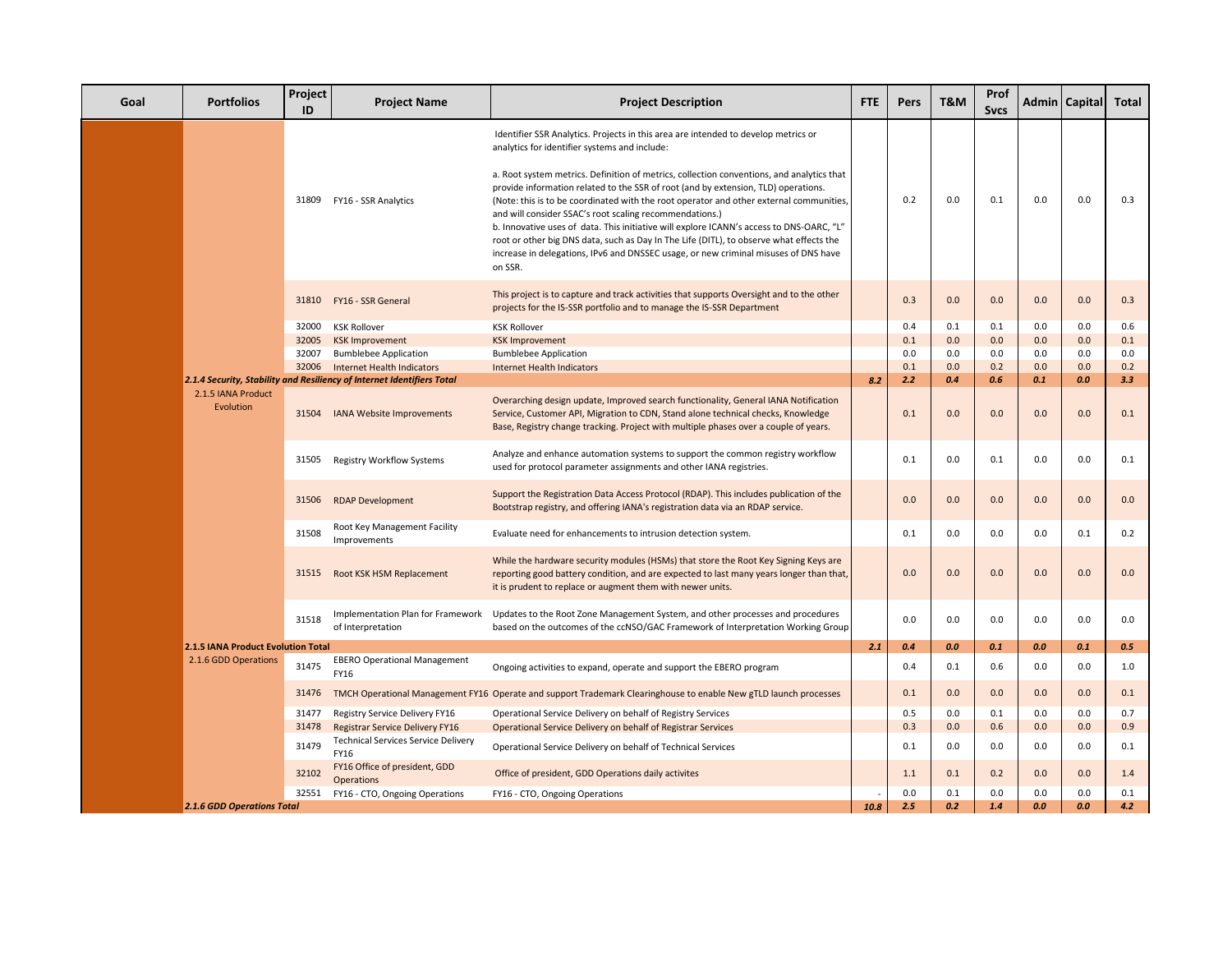| Goal | Portfolios | Project ID | Project Name | Project Description | FTE | Pers | T&M | Prof Svcs | Admin | Capital | Total |
|---|---|---|---|---|---|---|---|---|---|---|---|
| | | 31809 | FY16 - SSR Analytics | Identifier SSR Analytics. Projects in this area are intended to develop metrics or analytics for identifier systems and include:<br><br>a. Root system metrics. Definition of metrics, collection conventions, and analytics that provide information related to the SSR of root (and by extension, TLD) operations. (Note: this is to be coordinated with the root operator and other external communities, and will consider SSAC's root scaling recommendations.)<br>b. Innovative uses of data. This initiative will explore ICANN's access to DNS-OARC, "L" root or other big DNS data, such as Day In The Life (DITL), to observe what effects the increase in delegations, IPv6 and DNSSEC usage, or new criminal misuses of DNS have on SSR. | | 0.2 | 0.0 | 0.1 | 0.0 | 0.0 | 0.3 |
| | | 31810 | FY16 - SSR General | This project is to capture and track activities that supports Oversight and to the other projects for the IS-SSR portfolio and to manage the IS-SSR Department | | 0.3 | 0.0 | 0.0 | 0.0 | 0.0 | 0.3 |
| | | 32000 | KSK Rollover | KSK Rollover | | 0.4 | 0.1 | 0.1 | 0.0 | 0.0 | 0.6 |
| | | 32005 | KSK Improvement | KSK Improvement | | 0.1 | 0.0 | 0.0 | 0.0 | 0.0 | 0.1 |
| | | 32007 | Bumblebee Application | Bumblebee Application | | 0.0 | 0.0 | 0.0 | 0.0 | 0.0 | 0.0 |
| | | 32006 | Internet Health Indicators | Internet Health Indicators | | 0.1 | 0.0 | 0.2 | 0.0 | 0.0 | 0.2 |
| | ***2.1.4 Security, Stability and Resiliency of Internet Identifiers Total*** | | | | ***8.2*** | ***2.2*** | ***0.4*** | ***0.6*** | ***0.1*** | ***0.0*** | ***3.3*** |
| | 2.1.5 IANA Product Evolution | 31504 | IANA Website Improvements | Overarching design update, Improved search functionality, General IANA Notification Service, Customer API, Migration to CDN, Stand alone technical checks, Knowledge Base, Registry change tracking. Project with multiple phases over a couple of years. | | 0.1 | 0.0 | 0.0 | 0.0 | 0.0 | 0.1 |
| | | 31505 | Registry Workflow Systems | Analyze and enhance automation systems to support the common registry workflow used for protocol parameter assignments and other IANA registries. | | 0.1 | 0.0 | 0.1 | 0.0 | 0.0 | 0.1 |
| | | 31506 | RDAP Development | Support the Registration Data Access Protocol (RDAP). This includes publication of the Bootstrap registry, and offering IANA's registration data via an RDAP service. | | 0.0 | 0.0 | 0.0 | 0.0 | 0.0 | 0.0 |
| | | 31508 | Root Key Management Facility Improvements | Evaluate need for enhancements to intrusion detection system. | | 0.1 | 0.0 | 0.0 | 0.0 | 0.1 | 0.2 |
| | | 31515 | Root KSK HSM Replacement | While the hardware security modules (HSMs) that store the Root Key Signing Keys are reporting good battery condition, and are expected to last many years longer than that, it is prudent to replace or augment them with newer units. | | 0.0 | 0.0 | 0.0 | 0.0 | 0.0 | 0.0 |
| | | 31518 | Implementation Plan for Framework of Interpretation | Updates to the Root Zone Management System, and other processes and procedures based on the outcomes of the ccNSO/GAC Framework of Interpretation Working Group | | 0.0 | 0.0 | 0.0 | 0.0 | 0.0 | 0.0 |
| | ***2.1.5 IANA Product Evolution Total*** | | | | ***2.1*** | ***0.4*** | ***0.0*** | ***0.1*** | ***0.0*** | ***0.1*** | ***0.5*** |
| | 2.1.6 GDD Operations | 31475 | EBERO Operational Management FY16 | Ongoing activities to expand, operate and support the EBERO program | | 0.4 | 0.1 | 0.6 | 0.0 | 0.0 | 1.0 |
| | | 31476 | TMCH Operational Management FY16 | Operate and support Trademark Clearinghouse to enable New gTLD launch processes | | 0.1 | 0.0 | 0.0 | 0.0 | 0.0 | 0.1 |
| | | 31477 | Registry Service Delivery FY16 | Operational Service Delivery on behalf of Registry Services | | 0.5 | 0.0 | 0.1 | 0.0 | 0.0 | 0.7 |
| | | 31478 | Registrar Service Delivery FY16 | Operational Service Delivery on behalf of Registrar Services | | 0.3 | 0.0 | 0.6 | 0.0 | 0.0 | 0.9 |
| | | 31479 | Technical Services Service Delivery FY16 | Operational Service Delivery on behalf of Technical Services | | 0.1 | 0.0 | 0.0 | 0.0 | 0.0 | 0.1 |
| | | 32102 | FY16 Office of president, GDD Operations | Office of president, GDD Operations daily activites | | 1.1 | 0.1 | 0.2 | 0.0 | 0.0 | 1.4 |
| | | 32551 | FY16 - CTO, Ongoing Operations | FY16 - CTO, Ongoing Operations | - | 0.0 | 0.1 | 0.0 | 0.0 | 0.0 | 0.1 |
| | ***2.1.6 GDD Operations Total*** | | | | ***10.8*** | ***2.5*** | ***0.2*** | ***1.4*** | ***0.0*** | ***0.0*** | ***4.2*** |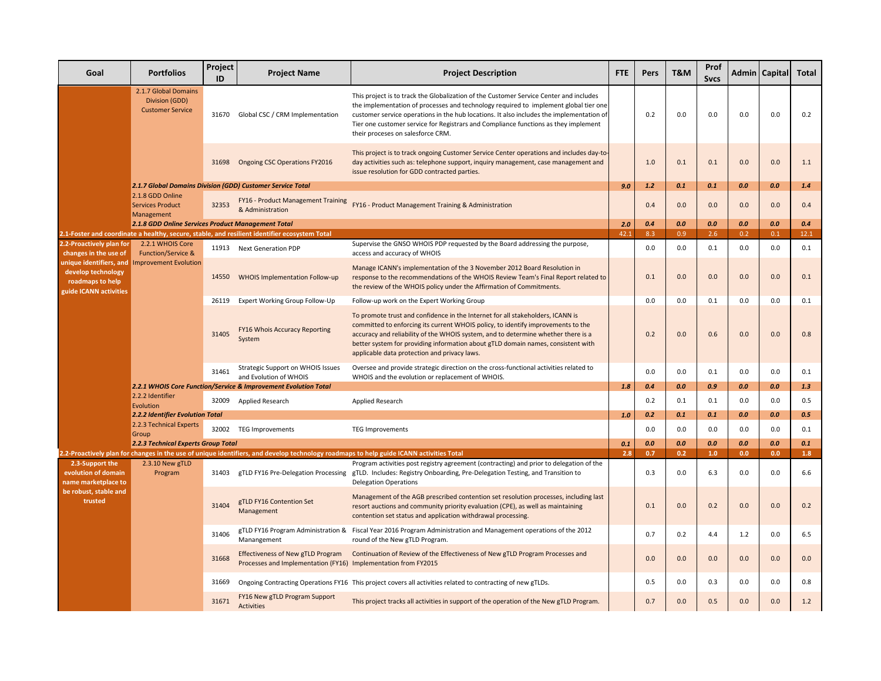| Goal | Portfolios | Project ID | Project Name | Project Description | FTE | Pers | T&M | Prof Svcs | Admin | Capital | Total |
|---|---|---|---|---|---|---|---|---|---|---|---|
| | 2.1.7 Global Domains Division (GDD) Customer Service | 31670 | Global CSC / CRM Implementation | This project is to track the Globalization of the Customer Service Center and includes the implementation of processes and technology required to implement global tier one customer service operations in the hub locations. It also includes the implementation of Tier one customer service for Registrars and Compliance functions as they implement their proceses on salesforce CRM. | | 0.2 | 0.0 | 0.0 | 0.0 | 0.0 | 0.2 |
| | | 31698 | Ongoing CSC Operations FY2016 | This project is to track ongoing Customer Service Center operations and includes day-to-day activities such as: telephone support, inquiry management, case management and issue resolution for GDD contracted parties. | | 1.0 | 0.1 | 0.1 | 0.0 | 0.0 | 1.1 |
| | ***2.1.7 Global Domains Division (GDD) Customer Service Total*** | | | | ***9.0*** | ***1.2*** | ***0.1*** | ***0.1*** | ***0.0*** | ***0.0*** | ***1.4*** |
| | 2.1.8 GDD Online Services Product Management | 32353 | FY16 - Product Management Training & Administration | FY16 - Product Management Training & Administration | | 0.4 | 0.0 | 0.0 | 0.0 | 0.0 | 0.4 |
| | ***2.1.8 GDD Online Services Product Management Total*** | | | | ***2.0*** | ***0.4*** | ***0.0*** | ***0.0*** | ***0.0*** | ***0.0*** | ***0.4*** |
| **2.1-Foster and coordinate a healthy, secure, stable, and resilient identifier ecosystem Total** | | | | | **42.1** | **8.3** | **0.9** | **2.6** | **0.2** | **0.1** | **12.1** |
| **2.2-Proactively plan for changes in the use of unique identifiers, and develop technology roadmaps to help guide ICANN activities** | 2.2.1 WHOIS Core Function/Service & Improvement Evolution | 11913 | Next Generation PDP | Supervise the GNSO WHOIS PDP requested by the Board addressing the purpose, access and accuracy of WHOIS | | 0.0 | 0.0 | 0.1 | 0.0 | 0.0 | 0.1 |
| | | 14550 | WHOIS Implementation Follow-up | Manage ICANN's implementation of the 3 November 2012 Board Resolution in response to the recommendations of the WHOIS Review Team's Final Report related to the review of the WHOIS policy under the Affirmation of Commitments. | | 0.1 | 0.0 | 0.0 | 0.0 | 0.0 | 0.1 |
| | | 26119 | Expert Working Group Follow-Up | Follow-up work on the Expert Working Group | | 0.0 | 0.0 | 0.1 | 0.0 | 0.0 | 0.1 |
| | | 31405 | FY16 Whois Accuracy Reporting System | To promote trust and confidence in the Internet for all stakeholders, ICANN is committed to enforcing its current WHOIS policy, to identify improvements to the accuracy and reliability of the WHOIS system, and to determine whether there is a better system for providing information about gTLD domain names, consistent with applicable data protection and privacy laws. | | 0.2 | 0.0 | 0.6 | 0.0 | 0.0 | 0.8 |
| | | 31461 | Strategic Support on WHOIS Issues and Evolution of WHOIS | Oversee and provide strategic direction on the cross-functional activities related to WHOIS and the evolution or replacement of WHOIS. | | 0.0 | 0.0 | 0.1 | 0.0 | 0.0 | 0.1 |
| | ***2.2.1 WHOIS Core Function/Service & Improvement Evolution Total*** | | | | ***1.8*** | ***0.4*** | ***0.0*** | ***0.9*** | ***0.0*** | ***0.0*** | ***1.3*** |
| | 2.2.2 Identifier Evolution | 32009 | Applied Research | Applied Research | | 0.2 | 0.1 | 0.1 | 0.0 | 0.0 | 0.5 |
| | ***2.2.2 Identifier Evolution Total*** | | | | ***1.0*** | ***0.2*** | ***0.1*** | ***0.1*** | ***0.0*** | ***0.0*** | ***0.5*** |
| | 2.2.3 Technical Experts Group | 32002 | TEG Improvements | TEG Improvements | | 0.0 | 0.0 | 0.0 | 0.0 | 0.0 | 0.1 |
| | ***2.2.3 Technical Experts Group Total*** | | | | ***0.1*** | ***0.0*** | ***0.0*** | ***0.0*** | ***0.0*** | ***0.0*** | ***0.1*** |
| **2.2-Proactively plan for changes in the use of unique identifiers, and develop technology roadmaps to help guide ICANN activities Total** | | | | | **2.8** | **0.7** | **0.2** | **1.0** | **0.0** | **0.0** | **1.8** |
| **2.3-Support the evolution of domain name marketplace to be robust, stable and trusted** | 2.3.10 New gTLD Program | 31403 | gTLD FY16 Pre-Delegation Processing | Program activities post registry agreement (contracting) and prior to delegation of the gTLD. Includes: Registry Onboarding, Pre-Delegation Testing, and Transition to Delegation Operations | | 0.3 | 0.0 | 6.3 | 0.0 | 0.0 | 6.6 |
| | | 31404 | gTLD FY16 Contention Set Management | Management of the AGB prescribed contention set resolution processes, including last resort auctions and community priority evaluation (CPE), as well as maintaining contention set status and application withdrawal processing. | | 0.1 | 0.0 | 0.2 | 0.0 | 0.0 | 0.2 |
| | | 31406 | gTLD FY16 Program Administration & Manangement | Fiscal Year 2016 Program Administration and Management operations of the 2012 round of the New gTLD Program. | | 0.7 | 0.2 | 4.4 | 1.2 | 0.0 | 6.5 |
| | | 31668 | Effectiveness of New gTLD Program Processes and Implementation (FY16) | Continuation of Review of the Effectiveness of New gTLD Program Processes and Implementation from FY2015 | | 0.0 | 0.0 | 0.0 | 0.0 | 0.0 | 0.0 |
| | | 31669 | Ongoing Contracting Operations FY16 | This project covers all activities related to contracting of new gTLDs. | | 0.5 | 0.0 | 0.3 | 0.0 | 0.0 | 0.8 |
| | | 31671 | FY16 New gTLD Program Support Activities | This project tracks all activities in support of the operation of the New gTLD Program. | | 0.7 | 0.0 | 0.5 | 0.0 | 0.0 | 1.2 |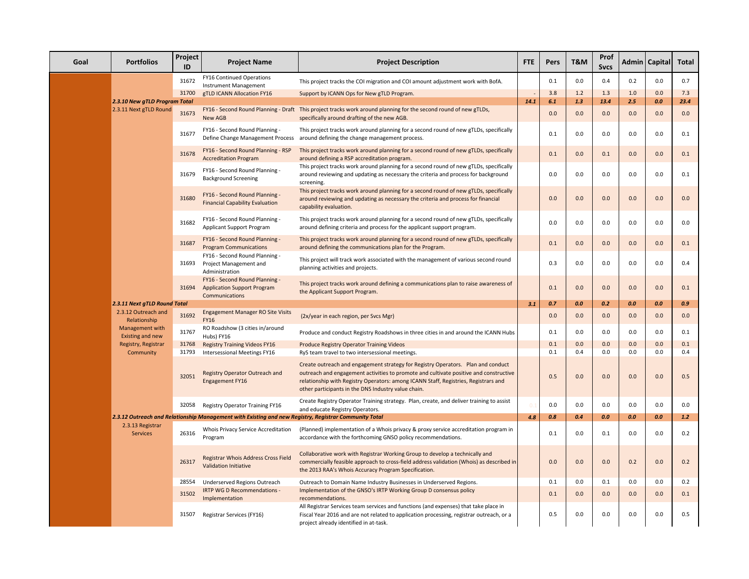| Goal | Portfolios | Project ID | Project Name | Project Description | FTE | Pers | T&M | Prof Svcs | Admin | Capital | Total |
|---|---|---|---|---|---|---|---|---|---|---|---|
| | | 31672 | FY16 Continued Operations Instrument Management | This project tracks the COI migration and COI amount adjustment work with BofA. | | 0.1 | 0.0 | 0.4 | 0.2 | 0.0 | 0.7 |
| | | 31700 | gTLD ICANN Allocation FY16 | Support by ICANN Ops for New gTLD Program. | - | 3.8 | 1.2 | 1.3 | 1.0 | 0.0 | 7.3 |
| | ***2.3.10 New gTLD Program Total*** | | | | ***14.1*** | ***6.1*** | ***1.3*** | ***13.4*** | ***2.5*** | ***0.0*** | ***23.4*** |
| | 2.3.11 Next gTLD Round | 31673 | FY16 - Second Round Planning - Draft New AGB | This project tracks work around planning for the second round of new gTLDs, specifically around drafting of the new AGB. | | 0.0 | 0.0 | 0.0 | 0.0 | 0.0 | 0.0 |
| | | 31677 | FY16 - Second Round Planning - Define Change Management Process | This project tracks work around planning for a second round of new gTLDs, specifically around defining the change management process. | | 0.1 | 0.0 | 0.0 | 0.0 | 0.0 | 0.1 |
| | | 31678 | FY16 - Second Round Planning - RSP Accreditation Program | This project tracks work around planning for a second round of new gTLDs, specifically around defining a RSP accreditation program. | | 0.1 | 0.0 | 0.1 | 0.0 | 0.0 | 0.1 |
| | | 31679 | FY16 - Second Round Planning - Background Screening | This project tracks work around planning for a second round of new gTLDs, specifically around reviewing and updating as necessary the criteria and process for background screening. | | 0.0 | 0.0 | 0.0 | 0.0 | 0.0 | 0.1 |
| | | 31680 | FY16 - Second Round Planning - Financial Capability Evaluation | This project tracks work around planning for a second round of new gTLDs, specifically around reviewing and updating as necessary the criteria and process for financial capability evaluation. | | 0.0 | 0.0 | 0.0 | 0.0 | 0.0 | 0.0 |
| | | 31682 | FY16 - Second Round Planning - Applicant Support Program | This project tracks work around planning for a second round of new gTLDs, specifically around defining criteria and process for the applicant support program. | | 0.0 | 0.0 | 0.0 | 0.0 | 0.0 | 0.0 |
| | | 31687 | FY16 - Second Round Planning - Program Communications | This project tracks work around planning for a second round of new gTLDs, specifically around defining the communications plan for the Program. | | 0.1 | 0.0 | 0.0 | 0.0 | 0.0 | 0.1 |
| | | 31693 | FY16 - Second Round Planning - Project Management and Administration | This project will track work associated with the management of various second round planning activities and projects. | | 0.3 | 0.0 | 0.0 | 0.0 | 0.0 | 0.4 |
| | | 31694 | FY16 - Second Round Planning - Application Support Program Communications | This project tracks work around defining a communications plan to raise awareness of the Applicant Support Program. | | 0.1 | 0.0 | 0.0 | 0.0 | 0.0 | 0.1 |
| | ***2.3.11 Next gTLD Round Total*** | | | | ***3.1*** | ***0.7*** | ***0.0*** | ***0.2*** | ***0.0*** | ***0.0*** | ***0.9*** |
| | 2.3.12 Outreach and Relationship Management with Existing and new Registry, Registrar Community | 31692 | Engagement Manager RO Site Visits FY16 | (2x/year in each region, per Svcs Mgr) | | 0.0 | 0.0 | 0.0 | 0.0 | 0.0 | 0.0 |
| | | 31767 | RO Roadshow (3 cities in/around Hubs) FY16 | Produce and conduct Registry Roadshows in three cities in and around the ICANN Hubs | | 0.1 | 0.0 | 0.0 | 0.0 | 0.0 | 0.1 |
| | | 31768 | Registry Training Videos FY16 | Produce Registry Operator Training Videos | | 0.1 | 0.0 | 0.0 | 0.0 | 0.0 | 0.1 |
| | | 31793 | Intersessional Meetings FY16 | RyS team travel to two intersessional meetings. | | 0.1 | 0.4 | 0.0 | 0.0 | 0.0 | 0.4 |
| | | 32051 | Registry Operator Outreach and Engagement FY16 | Create outreach and engagement strategy for Registry Operators. Plan and conduct outreach and engagement activities to promote and cultivate positive and constructive relationship with Registry Operators: among ICANN Staff, Registries, Registrars and other participants in the DNS Industry value chain. | | 0.5 | 0.0 | 0.0 | 0.0 | 0.0 | 0.5 |
| | | 32058 | Registry Operator Training FY16 | Create Registry Operator Training strategy. Plan, create, and deliver training to assist and educate Registry Operators. | 0.1 | 0.0 | 0.0 | 0.0 | 0.0 | 0.0 | 0.0 |
| | ***2.3.12 Outreach and Relationship Management with Existing and new Registry, Registrar Community Total*** | | | | ***4.8*** | ***0.8*** | ***0.4*** | ***0.0*** | ***0.0*** | ***0.0*** | ***1.2*** |
| | 2.3.13 Registrar Services | 26316 | Whois Privacy Service Accreditation Program | (Planned) implementation of a Whois privacy & proxy service accreditation program in accordance with the forthcoming GNSO policy recommendations. | | 0.1 | 0.0 | 0.1 | 0.0 | 0.0 | 0.2 |
| | | 26317 | Registrar Whois Address Cross Field Validation Initiative | Collaborative work with Registrar Working Group to develop a technically and commercially feasible approach to cross-field address validation (Whois) as described in the 2013 RAA's Whois Accuracy Program Specification. | | 0.0 | 0.0 | 0.0 | 0.2 | 0.0 | 0.2 |
| | | 28554 | Underserved Regions Outreach | Outreach to Domain Name Industry Businesses in Underserved Regions. | | 0.1 | 0.0 | 0.1 | 0.0 | 0.0 | 0.2 |
| | | 31502 | IRTP WG D Recommendations - Implementation | Implementation of the GNSO's IRTP Working Group D consensus policy recommendations. | | 0.1 | 0.0 | 0.0 | 0.0 | 0.0 | 0.1 |
| | | 31507 | Registrar Services (FY16) | All Registrar Services team services and functions (and expenses) that take place in Fiscal Year 2016 and are not related to application processing, registrar outreach, or a project already identified in at-task. | | 0.5 | 0.0 | 0.0 | 0.0 | 0.0 | 0.5 |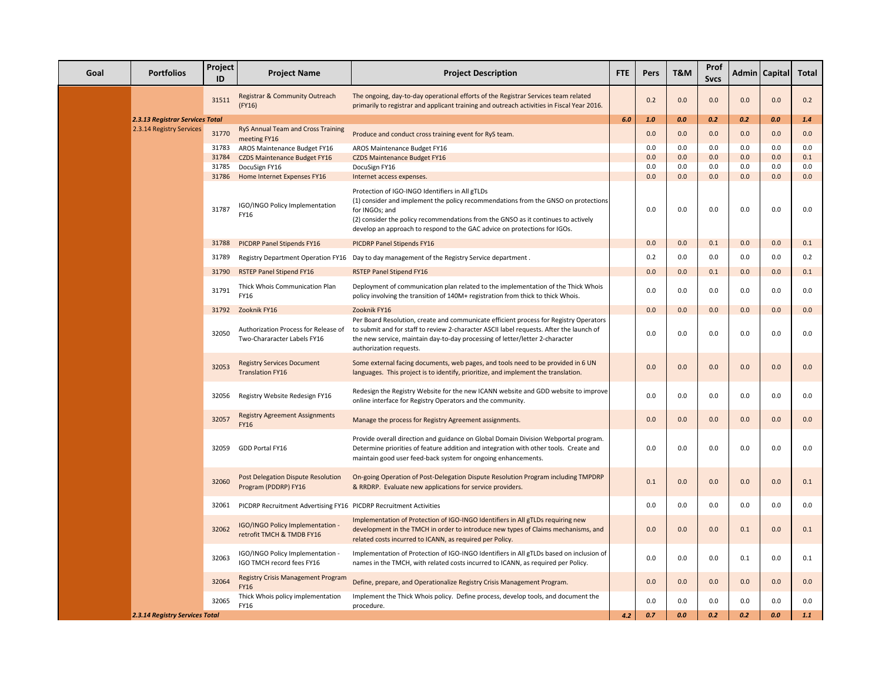| Goal | Portfolios | Project ID | Project Name | Project Description | FTE | Pers | T&M | Prof Svcs | Admin | Capital | Total |
|---|---|---|---|---|---|---|---|---|---|---|---|
| | | 31511 | Registrar & Community Outreach (FY16) | The ongoing, day-to-day operational efforts of the Registrar Services team related primarily to registrar and applicant training and outreach activities in Fiscal Year 2016. | | 0.2 | 0.0 | 0.0 | 0.0 | 0.0 | 0.2 |
| | ***2.3.13 Registrar Services Total*** | | | | ***6.0*** | ***1.0*** | ***0.0*** | ***0.2*** | ***0.2*** | ***0.0*** | ***1.4*** |
| | 2.3.14 Registry Services | 31770 | RyS Annual Team and Cross Training meeting FY16 | Produce and conduct cross training event for RyS team. | | 0.0 | 0.0 | 0.0 | 0.0 | 0.0 | 0.0 |
| | | 31783 | AROS Maintenance Budget FY16 | AROS Maintenance Budget FY16 | | 0.0 | 0.0 | 0.0 | 0.0 | 0.0 | 0.0 |
| | | 31784 | CZDS Maintenance Budget FY16 | CZDS Maintenance Budget FY16 | | 0.0 | 0.0 | 0.0 | 0.0 | 0.0 | 0.1 |
| | | 31785 | DocuSign FY16 | DocuSign FY16 | | 0.0 | 0.0 | 0.0 | 0.0 | 0.0 | 0.0 |
| | | 31786 | Home Internet Expenses FY16 | Internet access expenses. | | 0.0 | 0.0 | 0.0 | 0.0 | 0.0 | 0.0 |
| | | 31787 | IGO/INGO Policy Implementation FY16 | Protection of IGO-INGO Identifiers in All gTLDs<br>(1) consider and implement the policy recommendations from the GNSO on protections for INGOs; and<br>(2) consider the policy recommendations from the GNSO as it continues to actively develop an approach to respond to the GAC advice on protections for IGOs. | | 0.0 | 0.0 | 0.0 | 0.0 | 0.0 | 0.0 |
| | | 31788 | PICDRP Panel Stipends FY16 | PICDRP Panel Stipends FY16 | | 0.0 | 0.0 | 0.1 | 0.0 | 0.0 | 0.1 |
| | | 31789 | Registry Department Operation FY16 | Day to day management of the Registry Service department . | | 0.2 | 0.0 | 0.0 | 0.0 | 0.0 | 0.2 |
| | | 31790 | RSTEP Panel Stipend FY16 | RSTEP Panel Stipend FY16 | | 0.0 | 0.0 | 0.1 | 0.0 | 0.0 | 0.1 |
| | | 31791 | Thick Whois Communication Plan FY16 | Deployment of communication plan related to the implementation of the Thick Whois policy involving the transition of 140M+ registration from thick to thick Whois. | | 0.0 | 0.0 | 0.0 | 0.0 | 0.0 | 0.0 |
| | | 31792 | Zooknik FY16 | Zooknik FY16 | | 0.0 | 0.0 | 0.0 | 0.0 | 0.0 | 0.0 |
| | | 32050 | Authorization Process for Release of Two-Chararacter Labels FY16 | Per Board Resolution, create and communicate efficient process for Registry Operators to submit and for staff to review 2-character ASCII label requests. After the launch of the new service, maintain day-to-day processing of letter/letter 2-character authorization requests. | | 0.0 | 0.0 | 0.0 | 0.0 | 0.0 | 0.0 |
| | | 32053 | Registry Services Document Translation FY16 | Some external facing documents, web pages, and tools need to be provided in 6 UN languages. This project is to identify, prioritize, and implement the translation. | | 0.0 | 0.0 | 0.0 | 0.0 | 0.0 | 0.0 |
| | | 32056 | Registry Website Redesign FY16 | Redesign the Registry Website for the new ICANN website and GDD website to improve online interface for Registry Operators and the community. | | 0.0 | 0.0 | 0.0 | 0.0 | 0.0 | 0.0 |
| | | 32057 | Registry Agreement Assignments FY16 | Manage the process for Registry Agreement assignments. | | 0.0 | 0.0 | 0.0 | 0.0 | 0.0 | 0.0 |
| | | 32059 | GDD Portal FY16 | Provide overall direction and guidance on Global Domain Division Webportal program. Determine priorities of feature addition and integration with other tools. Create and maintain good user feed-back system for ongoing enhancements. | | 0.0 | 0.0 | 0.0 | 0.0 | 0.0 | 0.0 |
| | | 32060 | Post Delegation Dispute Resolution Program (PDDRP) FY16 | On-going Operation of Post-Delegation Dispute Resolution Program including TMPDRP & RRDRP. Evaluate new applications for service providers. | | 0.1 | 0.0 | 0.0 | 0.0 | 0.0 | 0.1 |
| | | 32061 | PICDRP Recruitment Advertising FY16 | PICDRP Recruitment Activities | | 0.0 | 0.0 | 0.0 | 0.0 | 0.0 | 0.0 |
| | | 32062 | IGO/INGO Policy Implementation - retrofit TMCH & TMDB FY16 | Implementation of Protection of IGO-INGO Identifiers in All gTLDs requiring new development in the TMCH in order to introduce new types of Claims mechanisms, and related costs incurred to ICANN, as required per Policy. | | 0.0 | 0.0 | 0.0 | 0.1 | 0.0 | 0.1 |
| | | 32063 | IGO/INGO Policy Implementation - IGO TMCH record fees FY16 | Implementation of Protection of IGO-INGO Identifiers in All gTLDs based on inclusion of names in the TMCH, with related costs incurred to ICANN, as required per Policy. | | 0.0 | 0.0 | 0.0 | 0.1 | 0.0 | 0.1 |
| | | 32064 | Registry Crisis Management Program FY16 | Define, prepare, and Operationalize Registry Crisis Management Program. | | 0.0 | 0.0 | 0.0 | 0.0 | 0.0 | 0.0 |
| | | 32065 | Thick Whois policy implementation FY16 | Implement the Thick Whois policy. Define process, develop tools, and document the procedure. | | 0.0 | 0.0 | 0.0 | 0.0 | 0.0 | 0.0 |
| | ***2.3.14 Registry Services Total*** | | | | ***4.2*** | ***0.7*** | ***0.0*** | ***0.2*** | ***0.2*** | ***0.0*** | ***1.1*** |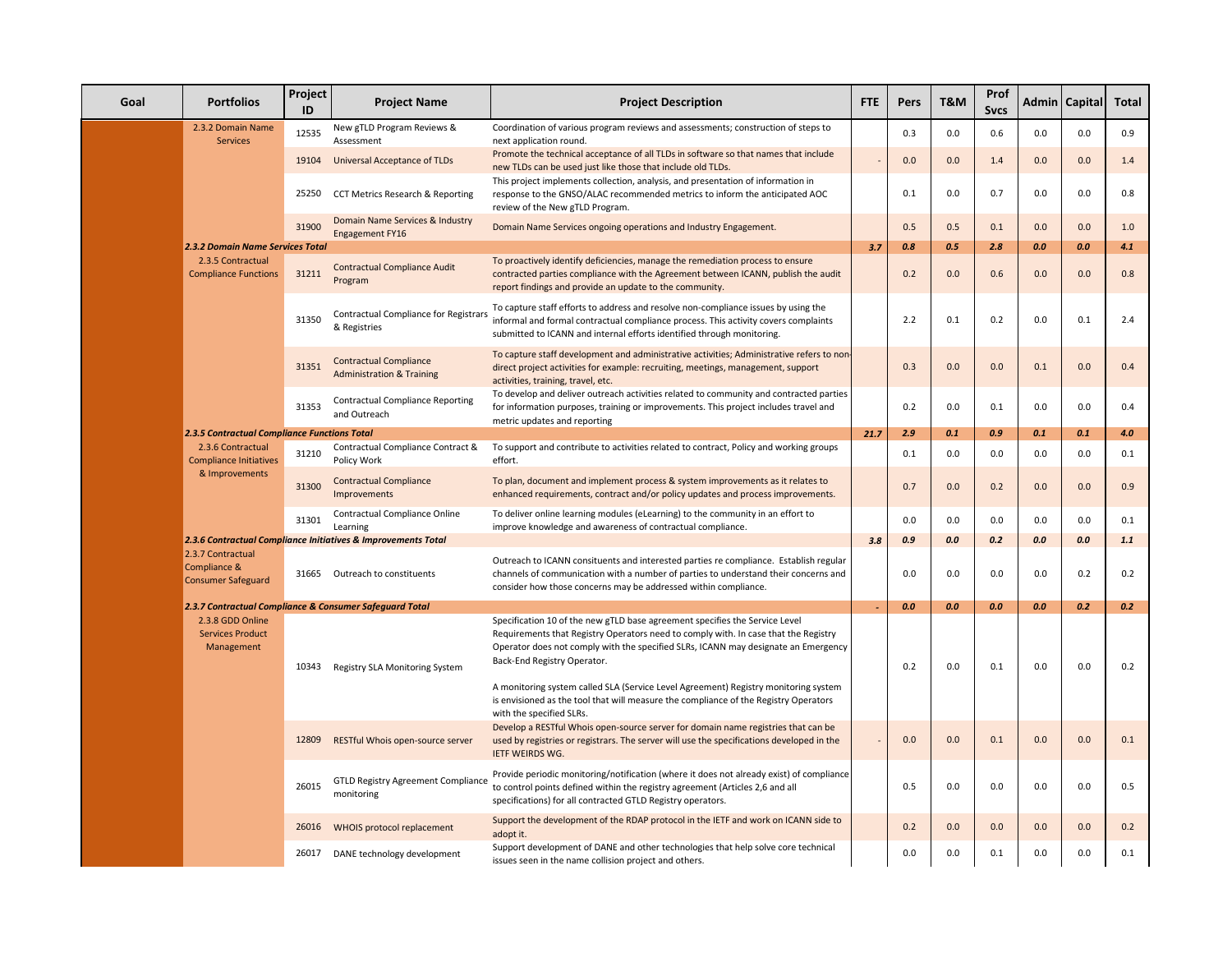| Goal | Portfolios | Project ID | Project Name | Project Description | FTE | Pers | T&M | Prof Svcs | Admin | Capital | Total |
|---|---|---|---|---|---|---|---|---|---|---|---|
| | 2.3.2 Domain Name Services | 12535 | New gTLD Program Reviews & Assessment | Coordination of various program reviews and assessments; construction of steps to next application round. | | 0.3 | 0.0 | 0.6 | 0.0 | 0.0 | 0.9 |
| | | 19104 | Universal Acceptance of TLDs | Promote the technical acceptance of all TLDs in software so that names that include new TLDs can be used just like those that include old TLDs. | - | 0.0 | 0.0 | 1.4 | 0.0 | 0.0 | 1.4 |
| | | 25250 | CCT Metrics Research & Reporting | This project implements collection, analysis, and presentation of information in response to the GNSO/ALAC recommended metrics to inform the anticipated AOC review of the New gTLD Program. | | 0.1 | 0.0 | 0.7 | 0.0 | 0.0 | 0.8 |
| | | 31900 | Domain Name Services & Industry Engagement FY16 | Domain Name Services ongoing operations and Industry Engagement. | | 0.5 | 0.5 | 0.1 | 0.0 | 0.0 | 1.0 |
| | ***2.3.2 Domain Name Services Total*** | | | | ***3.7*** | ***0.8*** | ***0.5*** | ***2.8*** | ***0.0*** | ***0.0*** | ***4.1*** |
| | 2.3.5 Contractual Compliance Functions | 31211 | Contractual Compliance Audit Program | To proactively identify deficiencies, manage the remediation process to ensure contracted parties compliance with the Agreement between ICANN, publish the audit report findings and provide an update to the community. | | 0.2 | 0.0 | 0.6 | 0.0 | 0.0 | 0.8 |
| | | 31350 | Contractual Compliance for Registrars & Registries | To capture staff efforts to address and resolve non-compliance issues by using the informal and formal contractual compliance process. This activity covers complaints submitted to ICANN and internal efforts identified through monitoring. | | 2.2 | 0.1 | 0.2 | 0.0 | 0.1 | 2.4 |
| | | 31351 | Contractual Compliance Administration & Training | To capture staff development and administrative activities; Administrative refers to non-direct project activities for example: recruiting, meetings, management, support activities, training, travel, etc. | | 0.3 | 0.0 | 0.0 | 0.1 | 0.0 | 0.4 |
| | | 31353 | Contractual Compliance Reporting and Outreach | To develop and deliver outreach activities related to community and contracted parties for information purposes, training or improvements. This project includes travel and metric updates and reporting | | 0.2 | 0.0 | 0.1 | 0.0 | 0.0 | 0.4 |
| | ***2.3.5 Contractual Compliance Functions Total*** | | | | ***21.7*** | ***2.9*** | ***0.1*** | ***0.9*** | ***0.1*** | ***0.1*** | ***4.0*** |
| | 2.3.6 Contractual Compliance Initiatives & Improvements | 31210 | Contractual Compliance Contract & Policy Work | To support and contribute to activities related to contract, Policy and working groups effort. | | 0.1 | 0.0 | 0.0 | 0.0 | 0.0 | 0.1 |
| | | 31300 | Contractual Compliance Improvements | To plan, document and implement process & system improvements as it relates to enhanced requirements, contract and/or policy updates and process improvements. | | 0.7 | 0.0 | 0.2 | 0.0 | 0.0 | 0.9 |
| | | 31301 | Contractual Compliance Online Learning | To deliver online learning modules (eLearning) to the community in an effort to improve knowledge and awareness of contractual compliance. | | 0.0 | 0.0 | 0.0 | 0.0 | 0.0 | 0.1 |
| | ***2.3.6 Contractual Compliance Initiatives & Improvements Total*** | | | | ***3.8*** | ***0.9*** | ***0.0*** | ***0.2*** | ***0.0*** | ***0.0*** | ***1.1*** |
| | 2.3.7 Contractual Compliance & Consumer Safeguard | 31665 | Outreach to constituents | Outreach to ICANN consituents and interested parties re compliance. Establish regular channels of communication with a number of parties to understand their concerns and consider how those concerns may be addressed within compliance. | | 0.0 | 0.0 | 0.0 | 0.0 | 0.2 | 0.2 |
| | ***2.3.7 Contractual Compliance & Consumer Safeguard Total*** | | | | ***-*** | ***0.0*** | ***0.0*** | ***0.0*** | ***0.0*** | ***0.2*** | ***0.2*** |
| | 2.3.8 GDD Online Services Product Management | 10343 | Registry SLA Monitoring System | Specification 10 of the new gTLD base agreement specifies the Service Level Requirements that Registry Operators need to comply with. In case that the Registry Operator does not comply with the specified SLRs, ICANN may designate an Emergency Back-End Registry Operator.<br><br>A monitoring system called SLA (Service Level Agreement) Registry monitoring system is envisioned as the tool that will measure the compliance of the Registry Operators with the specified SLRs. | | 0.2 | 0.0 | 0.1 | 0.0 | 0.0 | 0.2 |
| | | 12809 | RESTful Whois open-source server | Develop a RESTful Whois open-source server for domain name registries that can be used by registries or registrars. The server will use the specifications developed in the IETF WEIRDS WG. | - | 0.0 | 0.0 | 0.1 | 0.0 | 0.0 | 0.1 |
| | | 26015 | GTLD Registry Agreement Compliance monitoring | Provide periodic monitoring/notification (where it does not already exist) of compliance to control points defined within the registry agreement (Articles 2,6 and all specifications) for all contracted GTLD Registry operators. | | 0.5 | 0.0 | 0.0 | 0.0 | 0.0 | 0.5 |
| | | 26016 | WHOIS protocol replacement | Support the development of the RDAP protocol in the IETF and work on ICANN side to adopt it. | | 0.2 | 0.0 | 0.0 | 0.0 | 0.0 | 0.2 |
| | | 26017 | DANE technology development | Support development of DANE and other technologies that help solve core technical issues seen in the name collision project and others. | | 0.0 | 0.0 | 0.1 | 0.0 | 0.0 | 0.1 |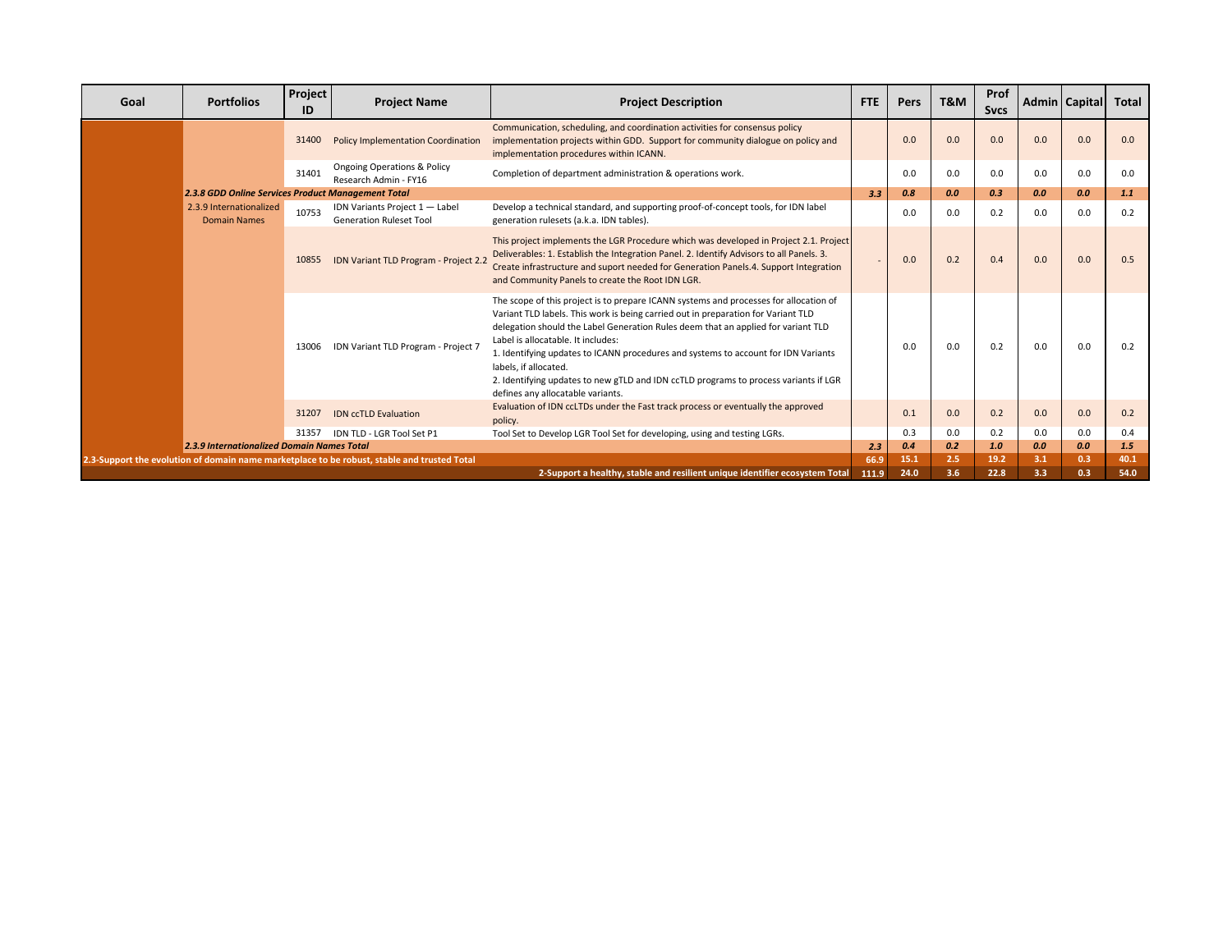| Goal | Portfolios | Project ID | Project Name | Project Description | FTE | Pers | T&M | Prof Svcs | Admin | Capital | Total |
|---|---|---|---|---|---|---|---|---|---|---|---|
| | | 31400 | Policy Implementation Coordination | Communication, scheduling, and coordination activities for consensus policy implementation projects within GDD. Support for community dialogue on policy and implementation procedures within ICANN. | | 0.0 | 0.0 | 0.0 | 0.0 | 0.0 | 0.0 |
| | | 31401 | Ongoing Operations & Policy Research Admin - FY16 | Completion of department administration & operations work. | | 0.0 | 0.0 | 0.0 | 0.0 | 0.0 | 0.0 |
| | ***2.3.8 GDD Online Services Product Management Total*** | | | | ***3.3*** | ***0.8*** | ***0.0*** | ***0.3*** | ***0.0*** | ***0.0*** | ***1.1*** |
| | 2.3.9 Internationalized Domain Names | 10753 | IDN Variants Project 1 — Label Generation Ruleset Tool | Develop a technical standard, and supporting proof-of-concept tools, for IDN label generation rulesets (a.k.a. IDN tables). | | 0.0 | 0.0 | 0.2 | 0.0 | 0.0 | 0.2 |
| | | 10855 | IDN Variant TLD Program - Project 2.2 | This project implements the LGR Procedure which was developed in Project 2.1. Project Deliverables: 1. Establish the Integration Panel. 2. Identify Advisors to all Panels. 3. Create infrastructure and suport needed for Generation Panels.4. Support Integration and Community Panels to create the Root IDN LGR. | - | 0.0 | 0.2 | 0.4 | 0.0 | 0.0 | 0.5 |
| | | 13006 | IDN Variant TLD Program - Project 7 | The scope of this project is to prepare ICANN systems and processes for allocation of Variant TLD labels. This work is being carried out in preparation for Variant TLD delegation should the Label Generation Rules deem that an applied for variant TLD Label is allocatable. It includes:<br>1. Identifying updates to ICANN procedures and systems to account for IDN Variants labels, if allocated.<br>2. Identifying updates to new gTLD and IDN ccTLD programs to process variants if LGR defines any allocatable variants. | | 0.0 | 0.0 | 0.2 | 0.0 | 0.0 | 0.2 |
| | | 31207 | IDN ccTLD Evaluation | Evaluation of IDN ccLTDs under the Fast track process or eventually the approved policy. | | 0.1 | 0.0 | 0.2 | 0.0 | 0.0 | 0.2 |
| | | 31357 | IDN TLD - LGR Tool Set P1 | Tool Set to Develop LGR Tool Set for developing, using and testing LGRs. | | 0.3 | 0.0 | 0.2 | 0.0 | 0.0 | 0.4 |
| | ***2.3.9 Internationalized Domain Names Total*** | | | | ***2.3*** | ***0.4*** | ***0.2*** | ***1.0*** | ***0.0*** | ***0.0*** | ***1.5*** |
| **2.3-Support the evolution of domain name marketplace to be robust, stable and trusted Total** | | | | | **66.9** | **15.1** | **2.5** | **19.2** | **3.1** | **0.3** | **40.1** |
| | | | | **2-Support a healthy, stable and resilient unique identifier ecosystem Total** | **111.9** | **24.0** | **3.6** | **22.8** | **3.3** | **0.3** | **54.0** |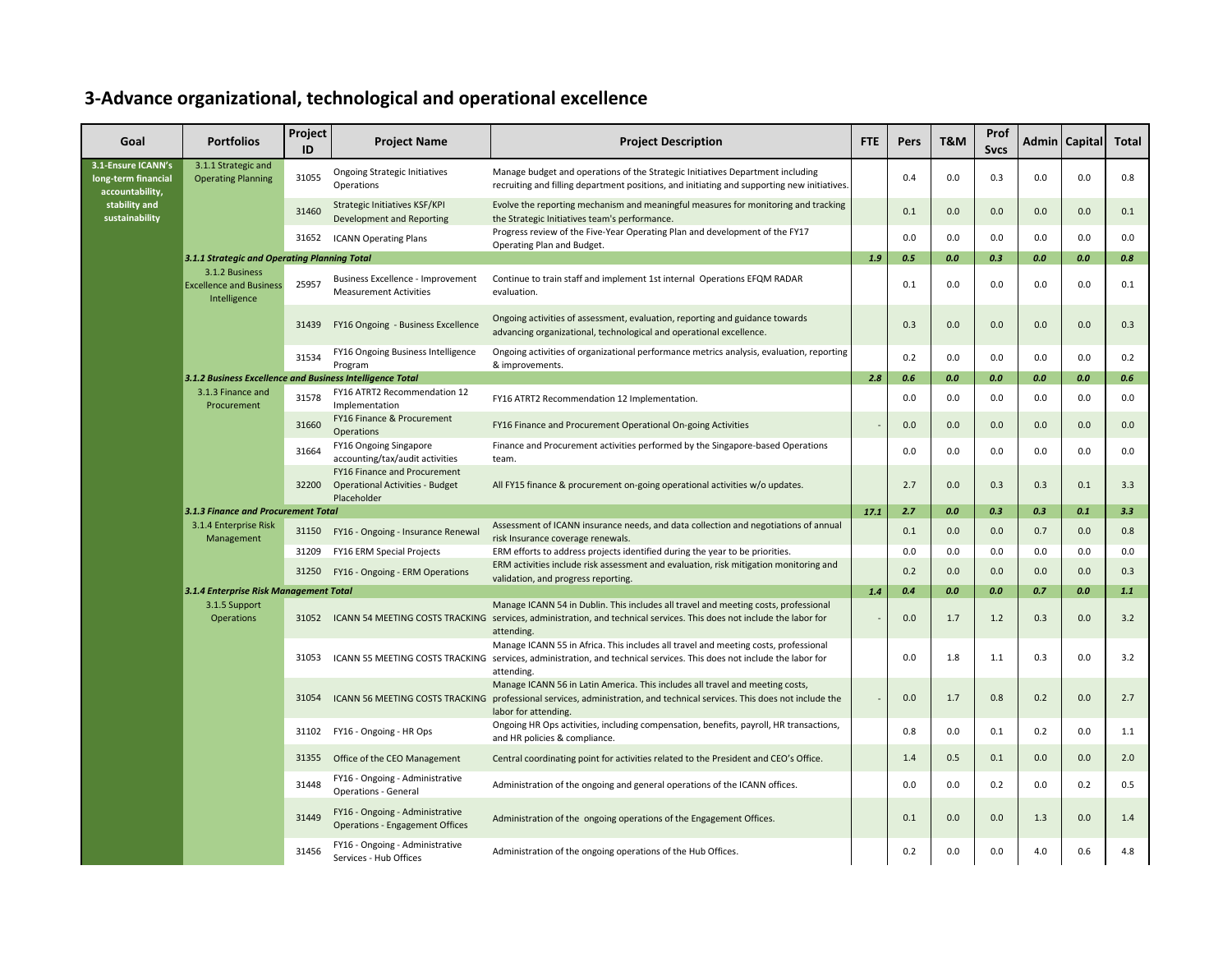# 3-Advance organizational, technological and operational excellence

| Goal | Portfolios | Project ID | Project Name | Project Description | FTE | Pers | T&M | Prof Svcs | Admin | Capital | Total |
|---|---|---|---|---|---|---|---|---|---|---|---|
| 3.1-Ensure ICANN's long-term financial accountability, stability and sustainability | 3.1.1 Strategic and Operating Planning | 31055 | Ongoing Strategic Initiatives Operations | Manage budget and operations of the Strategic Initiatives Department including recruiting and filling department positions, and initiating and supporting new initiatives. | | 0.4 | 0.0 | 0.3 | 0.0 | 0.0 | 0.8 |
| | | 31460 | Strategic Initiatives KSF/KPI Development and Reporting | Evolve the reporting mechanism and meaningful measures for monitoring and tracking the Strategic Initiatives team's performance. | | 0.1 | 0.0 | 0.0 | 0.0 | 0.0 | 0.1 |
| | | 31652 | ICANN Operating Plans | Progress review of the Five-Year Operating Plan and development of the FY17 Operating Plan and Budget. | | 0.0 | 0.0 | 0.0 | 0.0 | 0.0 | 0.0 |
| | ***3.1.1 Strategic and Operating Planning Total*** | | | | ***1.9*** | ***0.5*** | ***0.0*** | ***0.3*** | ***0.0*** | ***0.0*** | ***0.8*** |
| | 3.1.2 Business Excellence and Business Intelligence | 25957 | Business Excellence - Improvement Measurement Activities | Continue to train staff and implement 1st internal Operations EFQM RADAR evaluation. | | 0.1 | 0.0 | 0.0 | 0.0 | 0.0 | 0.1 |
| | | 31439 | FY16 Ongoing - Business Excellence | Ongoing activities of assessment, evaluation, reporting and guidance towards advancing organizational, technological and operational excellence. | | 0.3 | 0.0 | 0.0 | 0.0 | 0.0 | 0.3 |
| | | 31534 | FY16 Ongoing Business Intelligence Program | Ongoing activities of organizational performance metrics analysis, evaluation, reporting & improvements. | | 0.2 | 0.0 | 0.0 | 0.0 | 0.0 | 0.2 |
| | ***3.1.2 Business Excellence and Business Intelligence Total*** | | | | ***2.8*** | ***0.6*** | ***0.0*** | ***0.0*** | ***0.0*** | ***0.0*** | ***0.6*** |
| | 3.1.3 Finance and Procurement | 31578 | FY16 ATRT2 Recommendation 12 Implementation | FY16 ATRT2 Recommendation 12 Implementation. | | 0.0 | 0.0 | 0.0 | 0.0 | 0.0 | 0.0 |
| | | 31660 | FY16 Finance & Procurement Operations | FY16 Finance and Procurement Operational On-going Activities | - | 0.0 | 0.0 | 0.0 | 0.0 | 0.0 | 0.0 |
| | | 31664 | FY16 Ongoing Singapore accounting/tax/audit activities | Finance and Procurement activities performed by the Singapore-based Operations team. | | 0.0 | 0.0 | 0.0 | 0.0 | 0.0 | 0.0 |
| | | 32200 | FY16 Finance and Procurement Operational Activities - Budget Placeholder | All FY15 finance & procurement on-going operational activities w/o updates. | | 2.7 | 0.0 | 0.3 | 0.3 | 0.1 | 3.3 |
| | ***3.1.3 Finance and Procurement Total*** | | | | ***17.1*** | ***2.7*** | ***0.0*** | ***0.3*** | ***0.3*** | ***0.1*** | ***3.3*** |
| | 3.1.4 Enterprise Risk Management | 31150 | FY16 - Ongoing - Insurance Renewal | Assessment of ICANN insurance needs, and data collection and negotiations of annual risk Insurance coverage renewals. | | 0.1 | 0.0 | 0.0 | 0.7 | 0.0 | 0.8 |
| | | 31209 | FY16 ERM Special Projects | ERM efforts to address projects identified during the year to be priorities. | | 0.0 | 0.0 | 0.0 | 0.0 | 0.0 | 0.0 |
| | | 31250 | FY16 - Ongoing - ERM Operations | ERM activities include risk assessment and evaluation, risk mitigation monitoring and validation, and progress reporting. | | 0.2 | 0.0 | 0.0 | 0.0 | 0.0 | 0.3 |
| | ***3.1.4 Enterprise Risk Management Total*** | | | | ***1.4*** | ***0.4*** | ***0.0*** | ***0.0*** | ***0.7*** | ***0.0*** | ***1.1*** |
| | 3.1.5 Support Operations | 31052 | ICANN 54 MEETING COSTS TRACKING | Manage ICANN 54 in Dublin. This includes all travel and meeting costs, professional services, administration, and technical services. This does not include the labor for attending. | - | 0.0 | 1.7 | 1.2 | 0.3 | 0.0 | 3.2 |
| | | 31053 | ICANN 55 MEETING COSTS TRACKING | Manage ICANN 55 in Africa. This includes all travel and meeting costs, professional services, administration, and technical services. This does not include the labor for attending. | | 0.0 | 1.8 | 1.1 | 0.3 | 0.0 | 3.2 |
| | | 31054 | ICANN 56 MEETING COSTS TRACKING | Manage ICANN 56 in Latin America. This includes all travel and meeting costs, professional services, administration, and technical services. This does not include the labor for attending. | - | 0.0 | 1.7 | 0.8 | 0.2 | 0.0 | 2.7 |
| | | 31102 | FY16 - Ongoing - HR Ops | Ongoing HR Ops activities, including compensation, benefits, payroll, HR transactions, and HR policies & compliance. | | 0.8 | 0.0 | 0.1 | 0.2 | 0.0 | 1.1 |
| | | 31355 | Office of the CEO Management | Central coordinating point for activities related to the President and CEO's Office. | | 1.4 | 0.5 | 0.1 | 0.0 | 0.0 | 2.0 |
| | | 31448 | FY16 - Ongoing - Administrative Operations - General | Administration of the ongoing and general operations of the ICANN offices. | | 0.0 | 0.0 | 0.2 | 0.0 | 0.2 | 0.5 |
| | | 31449 | FY16 - Ongoing - Administrative Operations - Engagement Offices | Administration of the ongoing operations of the Engagement Offices. | | 0.1 | 0.0 | 0.0 | 1.3 | 0.0 | 1.4 |
| | | 31456 | FY16 - Ongoing - Administrative Services - Hub Offices | Administration of the ongoing operations of the Hub Offices. | | 0.2 | 0.0 | 0.0 | 4.0 | 0.6 | 4.8 |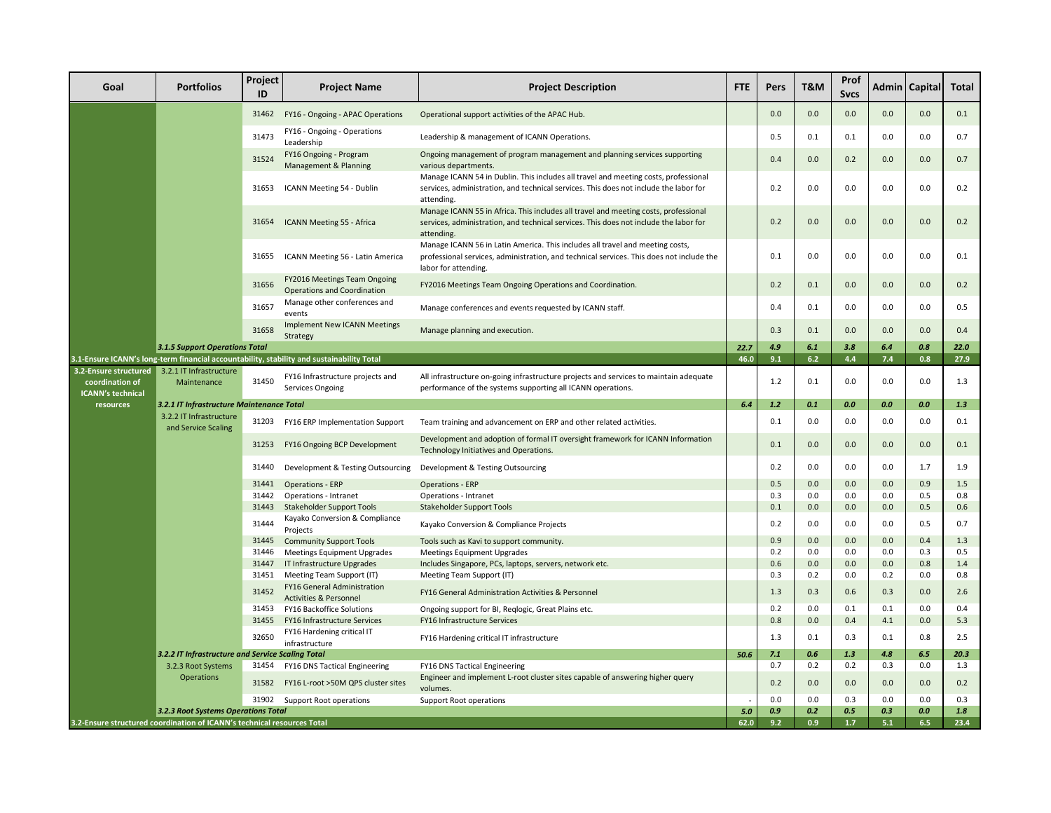| Goal | Portfolios | Project ID | Project Name | Project Description | FTE | Pers | T&M | Prof Svcs | Admin | Capital | Total |
|---|---|---|---|---|---|---|---|---|---|---|---|
| | | 31462 | FY16 - Ongoing - APAC Operations | Operational support activities of the APAC Hub. | | 0.0 | 0.0 | 0.0 | 0.0 | 0.0 | 0.1 |
| | | 31473 | FY16 - Ongoing - Operations Leadership | Leadership & management of ICANN Operations. | | 0.5 | 0.1 | 0.1 | 0.0 | 0.0 | 0.7 |
| | | 31524 | FY16 Ongoing - Program Management & Planning | Ongoing management of program management and planning services supporting various departments. | | 0.4 | 0.0 | 0.2 | 0.0 | 0.0 | 0.7 |
| | | 31653 | ICANN Meeting 54 - Dublin | Manage ICANN 54 in Dublin. This includes all travel and meeting costs, professional services, administration, and technical services. This does not include the labor for attending. | | 0.2 | 0.0 | 0.0 | 0.0 | 0.0 | 0.2 |
| | | 31654 | ICANN Meeting 55 - Africa | Manage ICANN 55 in Africa. This includes all travel and meeting costs, professional services, administration, and technical services. This does not include the labor for attending. | | 0.2 | 0.0 | 0.0 | 0.0 | 0.0 | 0.2 |
| | | 31655 | ICANN Meeting 56 - Latin America | Manage ICANN 56 in Latin America. This includes all travel and meeting costs, professional services, administration, and technical services. This does not include the labor for attending. | | 0.1 | 0.0 | 0.0 | 0.0 | 0.0 | 0.1 |
| | | 31656 | FY2016 Meetings Team Ongoing Operations and Coordination | FY2016 Meetings Team Ongoing Operations and Coordination. | | 0.2 | 0.1 | 0.0 | 0.0 | 0.0 | 0.2 |
| | | 31657 | Manage other conferences and events | Manage conferences and events requested by ICANN staff. | | 0.4 | 0.1 | 0.0 | 0.0 | 0.0 | 0.5 |
| | | 31658 | Implement New ICANN Meetings Strategy | Manage planning and execution. | | 0.3 | 0.1 | 0.0 | 0.0 | 0.0 | 0.4 |
| | ***3.1.5 Support Operations Total*** | | | | ***22.7*** | ***4.9*** | ***6.1*** | ***3.8*** | ***6.4*** | ***0.8*** | ***22.0*** |
| **3.1-Ensure ICANN's long-term financial accountability, stability and sustainability Total** | | | | | **46.0** | **9.1** | **6.2** | **4.4** | **7.4** | **0.8** | **27.9** |
| **3.2-Ensure structured coordination of ICANN's technical resources** | 3.2.1 IT Infrastructure Maintenance | 31450 | FY16 Infrastructure projects and Services Ongoing | All infrastructure on-going infrastructure projects and services to maintain adequate performance of the systems supporting all ICANN operations. | | 1.2 | 0.1 | 0.0 | 0.0 | 0.0 | 1.3 |
| | ***3.2.1 IT Infrastructure Maintenance Total*** | | | | ***6.4*** | ***1.2*** | ***0.1*** | ***0.0*** | ***0.0*** | ***0.0*** | ***1.3*** |
| | 3.2.2 IT Infrastructure and Service Scaling | 31203 | FY16 ERP Implementation Support | Team training and advancement on ERP and other related activities. | | 0.1 | 0.0 | 0.0 | 0.0 | 0.0 | 0.1 |
| | | 31253 | FY16 Ongoing BCP Development | Development and adoption of formal IT oversight framework for ICANN Information Technology Initiatives and Operations. | | 0.1 | 0.0 | 0.0 | 0.0 | 0.0 | 0.1 |
| | | 31440 | Development & Testing Outsourcing | Development & Testing Outsourcing | | 0.2 | 0.0 | 0.0 | 0.0 | 1.7 | 1.9 |
| | | 31441 | Operations - ERP | Operations - ERP | | 0.5 | 0.0 | 0.0 | 0.0 | 0.9 | 1.5 |
| | | 31442 | Operations - Intranet | Operations - Intranet | | 0.3 | 0.0 | 0.0 | 0.0 | 0.5 | 0.8 |
| | | 31443 | Stakeholder Support Tools | Stakeholder Support Tools | | 0.1 | 0.0 | 0.0 | 0.0 | 0.5 | 0.6 |
| | | 31444 | Kayako Conversion & Compliance Projects | Kayako Conversion & Compliance Projects | | 0.2 | 0.0 | 0.0 | 0.0 | 0.5 | 0.7 |
| | | 31445 | Community Support Tools | Tools such as Kavi to support community. | | 0.9 | 0.0 | 0.0 | 0.0 | 0.4 | 1.3 |
| | | 31446 | Meetings Equipment Upgrades | Meetings Equipment Upgrades | | 0.2 | 0.0 | 0.0 | 0.0 | 0.3 | 0.5 |
| | | 31447 | IT Infrastructure Upgrades | Includes Singapore, PCs, laptops, servers, network etc. | | 0.6 | 0.0 | 0.0 | 0.0 | 0.8 | 1.4 |
| | | 31451 | Meeting Team Support (IT) | Meeting Team Support (IT) | | 0.3 | 0.2 | 0.0 | 0.2 | 0.0 | 0.8 |
| | | 31452 | FY16 General Administration Activities & Personnel | FY16 General Administration Activities & Personnel | | 1.3 | 0.3 | 0.6 | 0.3 | 0.0 | 2.6 |
| | | 31453 | FY16 Backoffice Solutions | Ongoing support for BI, Reqlogic, Great Plains etc. | | 0.2 | 0.0 | 0.1 | 0.1 | 0.0 | 0.4 |
| | | 31455 | FY16 Infrastructure Services | FY16 Infrastructure Services | | 0.8 | 0.0 | 0.4 | 4.1 | 0.0 | 5.3 |
| | | 32650 | FY16 Hardening critical IT infrastructure | FY16 Hardening critical IT infrastructure | | 1.3 | 0.1 | 0.3 | 0.1 | 0.8 | 2.5 |
| | ***3.2.2 IT Infrastructure and Service Scaling Total*** | | | | ***50.6*** | ***7.1*** | ***0.6*** | ***1.3*** | ***4.8*** | ***6.5*** | ***20.3*** |
| | 3.2.3 Root Systems Operations | 31454 | FY16 DNS Tactical Engineering | FY16 DNS Tactical Engineering | | 0.7 | 0.2 | 0.2 | 0.3 | 0.0 | 1.3 |
| | | 31582 | FY16 L-root >50M QPS cluster sites | Engineer and implement L-root cluster sites capable of answering higher query volumes. | | 0.2 | 0.0 | 0.0 | 0.0 | 0.0 | 0.2 |
| | | 31902 | Support Root operations | Support Root operations | - | 0.0 | 0.0 | 0.3 | 0.0 | 0.0 | 0.3 |
| | ***3.2.3 Root Systems Operations Total*** | | | | ***5.0*** | ***0.9*** | ***0.2*** | ***0.5*** | ***0.3*** | ***0.0*** | ***1.8*** |
| **3.2-Ensure structured coordination of ICANN's technical resources Total** | | | | | **62.0** | **9.2** | **0.9** | **1.7** | **5.1** | **6.5** | **23.4** |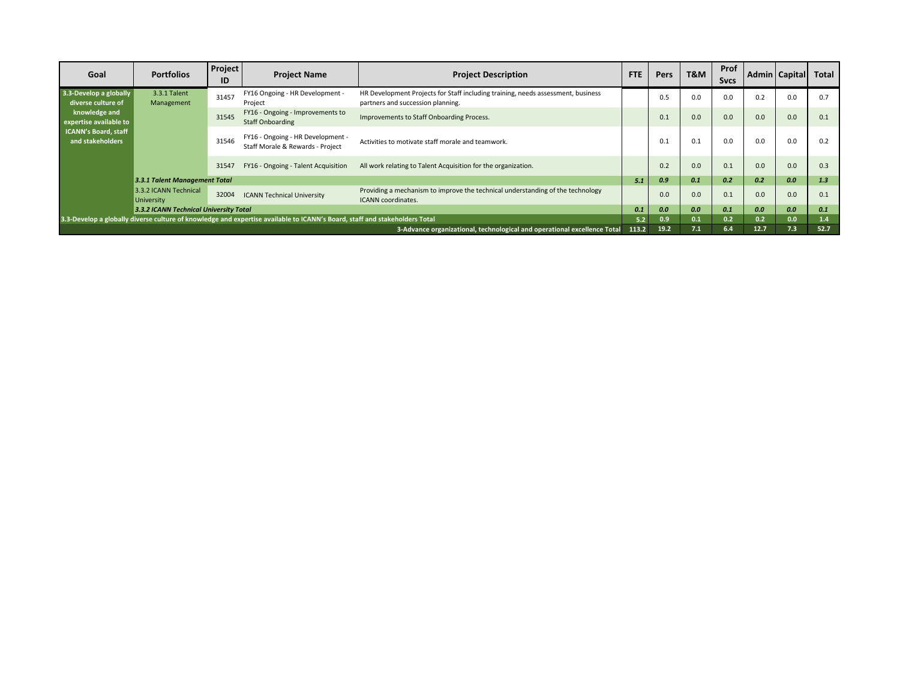| Goal | Portfolios | Project ID | Project Name | Project Description | FTE | Pers | T&M | Prof Svcs | Admin | Capital | Total |
|---|---|---|---|---|---|---|---|---|---|---|---|
| **3.3-Develop a globally diverse culture of knowledge and expertise available to ICANN's Board, staff and stakeholders** | 3.3.1 Talent Management | 31457 | FY16 Ongoing - HR Development - Project | HR Development Projects for Staff including training, needs assessment, business partners and succession planning. | | 0.5 | 0.0 | 0.0 | 0.2 | 0.0 | 0.7 |
| | | 31545 | FY16 - Ongoing - Improvements to Staff Onboarding | Improvements to Staff Onboarding Process. | | 0.1 | 0.0 | 0.0 | 0.0 | 0.0 | 0.1 |
| | | 31546 | FY16 - Ongoing - HR Development - Staff Morale & Rewards - Project | Activities to motivate staff morale and teamwork. | | 0.1 | 0.1 | 0.0 | 0.0 | 0.0 | 0.2 |
| | | 31547 | FY16 - Ongoing - Talent Acquisition | All work relating to Talent Acquisition for the organization. | | 0.2 | 0.0 | 0.1 | 0.0 | 0.0 | 0.3 |
| | ***3.3.1 Talent Management Total*** | | | | ***5.1*** | ***0.9*** | ***0.1*** | ***0.2*** | ***0.2*** | ***0.0*** | ***1.3*** |
| | 3.3.2 ICANN Technical University | 32004 | ICANN Technical University | Providing a mechanism to improve the technical understanding of the technology ICANN coordinates. | | 0.0 | 0.0 | 0.1 | 0.0 | 0.0 | 0.1 |
| | ***3.3.2 ICANN Technical University Total*** | | | | ***0.1*** | ***0.0*** | ***0.0*** | ***0.1*** | ***0.0*** | ***0.0*** | ***0.1*** |
| **3.3-Develop a globally diverse culture of knowledge and expertise available to ICANN's Board, staff and stakeholders Total** | | | | | **5.2** | **0.9** | **0.1** | **0.2** | **0.2** | **0.0** | **1.4** |
| **3-Advance organizational, technological and operational excellence Total** | | | | | **113.2** | **19.2** | **7.1** | **6.4** | **12.7** | **7.3** | **52.7** |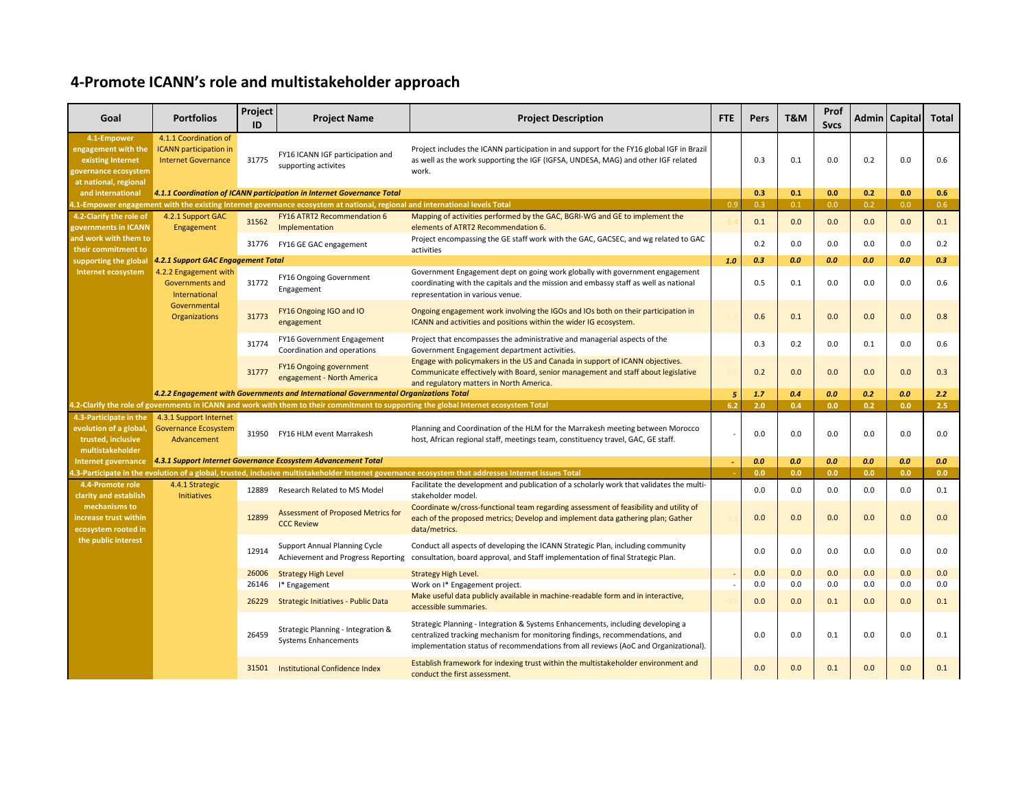# 4-Promote ICANN's role and multistakeholder approach

| Goal | Portfolios | Project ID | Project Name | Project Description | FTE | Pers | T&M | Prof Svcs | Admin | Capital | Total |
|---|---|---|---|---|---|---|---|---|---|---|---|
| 4.1-Empower engagement with the existing Internet governance ecosystem at national, regional and international | 4.1.1 Coordination of ICANN participation in Internet Governance | 31775 | FY16 ICANN IGF participation and supporting activites | Project includes the ICANN participation in and support for the FY16 global IGF in Brazil as well as the work supporting the IGF (IGFSA, UNDESA, MAG) and other IGF related work. | | 0.3 | 0.1 | 0.0 | 0.2 | 0.0 | 0.6 |
| | *4.1.1 Coordination of ICANN participation in Internet Governance Total* | | | | | 0.3 | 0.1 | 0.0 | 0.2 | 0.0 | 0.6 |
| **4.1-Empower engagement with the existing Internet governance ecosystem at national, regional and international levels Total** | | | | | 0.9 | 0.3 | 0.1 | 0.0 | 0.2 | 0.0 | 0.6 |
| 4.2-Clarify the role of governments in ICANN and work with them to their commitment to supporting the global Internet ecosystem | 4.2.1 Support GAC Engagement | 31562 | FY16 ATRT2 Recommendation 6 Implementation | Mapping of activities performed by the GAC, BGRI-WG and GE to implement the elements of ATRT2 Recommendation 6. | 0.4 | 0.1 | 0.0 | 0.0 | 0.0 | 0.0 | 0.1 |
| | | 31776 | FY16 GE GAC engagement | Project encompassing the GE staff work with the GAC, GACSEC, and wg related to GAC activities | | 0.2 | 0.0 | 0.0 | 0.0 | 0.0 | 0.2 |
| | *4.2.1 Support GAC Engagement Total* | | | | 1.0 | 0.3 | 0.0 | 0.0 | 0.0 | 0.0 | 0.3 |
| | 4.2.2 Engagement with Governments and International Governmental Organizations | 31772 | FY16 Ongoing Government Engagement | Government Engagement dept on going work globally with government engagement coordinating with the capitals and the mission and embassy staff as well as national representation in various venue. | | 0.5 | 0.1 | 0.0 | 0.0 | 0.0 | 0.6 |
| | | 31773 | FY16 Ongoing IGO and IO engagement | Ongoing engagement work involving the IGOs and IOs both on their participation in ICANN and activities and positions within the wider IG ecosystem. | 1.8 | 0.6 | 0.1 | 0.0 | 0.0 | 0.0 | 0.8 |
| | | 31774 | FY16 Government Engagement Coordination and operations | Project that encompasses the administrative and managerial aspects of the Government Engagement department activities. | | 0.3 | 0.2 | 0.0 | 0.1 | 0.0 | 0.6 |
| | | 31777 | FY16 Ongoing government engagement - North America | Engage with policymakers in the US and Canada in support of ICANN objectives. Communicate effectively with Board, senior management and staff about legislative and regulatory matters in North America. | 0.6 | 0.2 | 0.0 | 0.0 | 0.0 | 0.0 | 0.3 |
| | *4.2.2 Engagement with Governments and International Governmental Organizations Total* | | | | 5 | 1.7 | 0.4 | 0.0 | 0.2 | 0.0 | 2.2 |
| **4.2-Clarify the role of governments in ICANN and work with them to their commitment to supporting the global Internet ecosystem Total** | | | | | 6.2 | 2.0 | 0.4 | 0.0 | 0.2 | 0.0 | 2.5 |
| 4.3-Participate in the evolution of a global, trusted, inclusive multistakeholder Internet governance | 4.3.1 Support Internet Governance Ecosystem Advancement | 31950 | FY16 HLM event Marrakesh | Planning and Coordination of the HLM for the Marrakesh meeting between Morocco host, African regional staff, meetings team, constituency travel, GAC, GE staff. | - | 0.0 | 0.0 | 0.0 | 0.0 | 0.0 | 0.0 |
| | *4.3.1 Support Internet Governance Ecosystem Advancement Total* | | | | - | 0.0 | 0.0 | 0.0 | 0.0 | 0.0 | 0.0 |
| **4.3-Participate in the evolution of a global, trusted, inclusive multistakeholder Internet governance ecosystem that addresses Internet issues Total** | | | | | - | 0.0 | 0.0 | 0.0 | 0.0 | 0.0 | 0.0 |
| 4.4-Promote role clarity and establish mechanisms to increase trust within ecosystem rooted in the public interest | 4.4.1 Strategic Initiatives | 12889 | Research Related to MS Model | Facilitate the development and publication of a scholarly work that validates the multi-stakeholder model. | | 0.0 | 0.0 | 0.0 | 0.0 | 0.0 | 0.1 |
| | | 12899 | Assessment of Proposed Metrics for CCC Review | Coordinate w/cross-functional team regarding assessment of feasibility and utility of each of the proposed metrics; Develop and implement data gathering plan; Gather data/metrics. | 0.1 | 0.0 | 0.0 | 0.0 | 0.0 | 0.0 | 0.0 |
| | | 12914 | Support Annual Planning Cycle Achievement and Progress Reporting | Conduct all aspects of developing the ICANN Strategic Plan, including community consultation, board approval, and Staff implementation of final Strategic Plan. | | 0.0 | 0.0 | 0.0 | 0.0 | 0.0 | 0.0 |
| | | 26006 | Strategy High Level | Strategy High Level. | - | 0.0 | 0.0 | 0.0 | 0.0 | 0.0 | 0.0 |
| | | 26146 | I* Engagement | Work on I* Engagement project. | - | 0.0 | 0.0 | 0.0 | 0.0 | 0.0 | 0.0 |
| | | 26229 | Strategic Initiatives - Public Data | Make useful data publicly available in machine-readable form and in interactive, accessible summaries. | 0.1 | 0.0 | 0.0 | 0.1 | 0.0 | 0.0 | 0.1 |
| | | 26459 | Strategic Planning - Integration & Systems Enhancements | Strategic Planning - Integration & Systems Enhancements, including developing a centralized tracking mechanism for monitoring findings, recommendations, and implementation status of recommendations from all reviews (AoC and Organizational). | | 0.0 | 0.0 | 0.1 | 0.0 | 0.0 | 0.1 |
| | | 31501 | Institutional Confidence Index | Establish framework for indexing trust within the multistakeholder environment and conduct the first assessment. | - | 0.0 | 0.0 | 0.1 | 0.0 | 0.0 | 0.1 |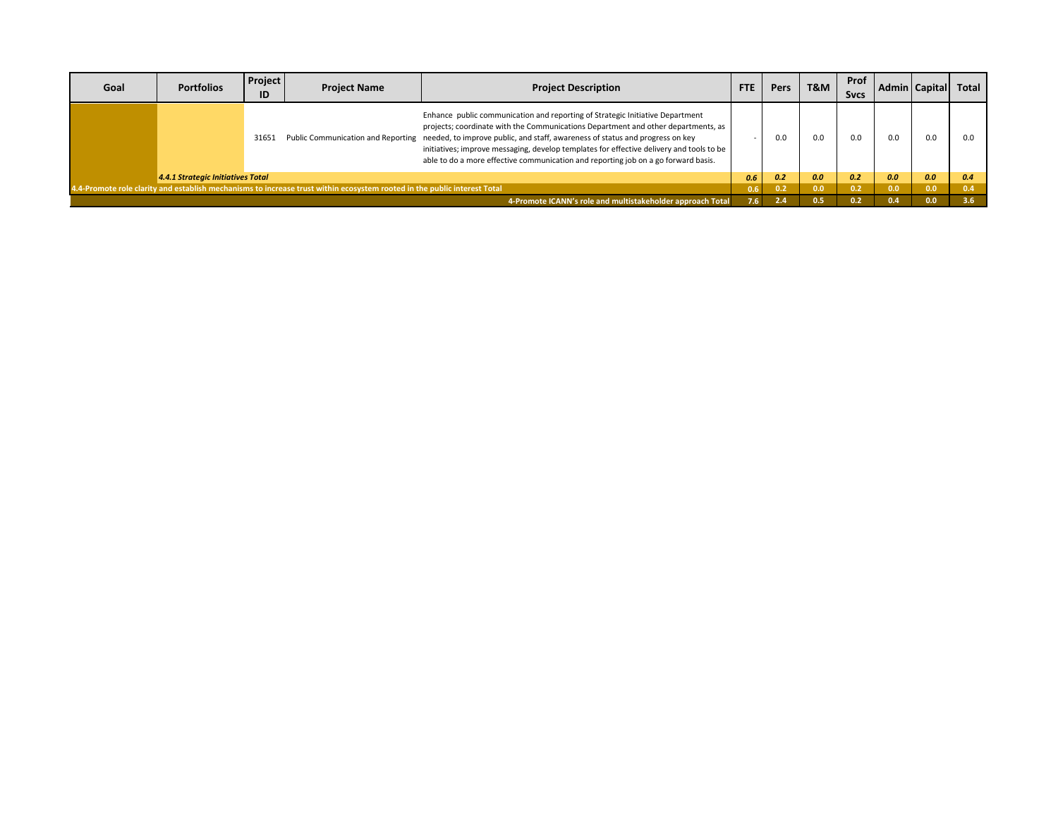| Goal | Portfolios | Project ID | Project Name | Project Description | FTE | Pers | T&M | Prof Svcs | Admin | Capital | Total |
|---|---|---|---|---|---|---|---|---|---|---|---|
| | | 31651 | Public Communication and Reporting | Enhance public communication and reporting of Strategic Initiative Department projects; coordinate with the Communications Department and other departments, as needed, to improve public, and staff, awareness of status and progress on key initiatives; improve messaging, develop templates for effective delivery and tools to be able to do a more effective communication and reporting job on a go forward basis. | - | 0.0 | 0.0 | 0.0 | 0.0 | 0.0 | 0.0 |
| | ***4.4.1 Strategic Initiatives Total*** | | | | ***0.6*** | ***0.2*** | ***0.0*** | ***0.2*** | ***0.0*** | ***0.0*** | ***0.4*** |
| **4.4-Promote role clarity and establish mechanisms to increase trust within ecosystem rooted in the public interest Total** | | | | | **0.6** | **0.2** | **0.0** | **0.2** | **0.0** | **0.0** | **0.4** |
| | | | | **4-Promote ICANN's role and multistakeholder approach Total** | **7.6** | **2.4** | **0.5** | **0.2** | **0.4** | **0.0** | **3.6** |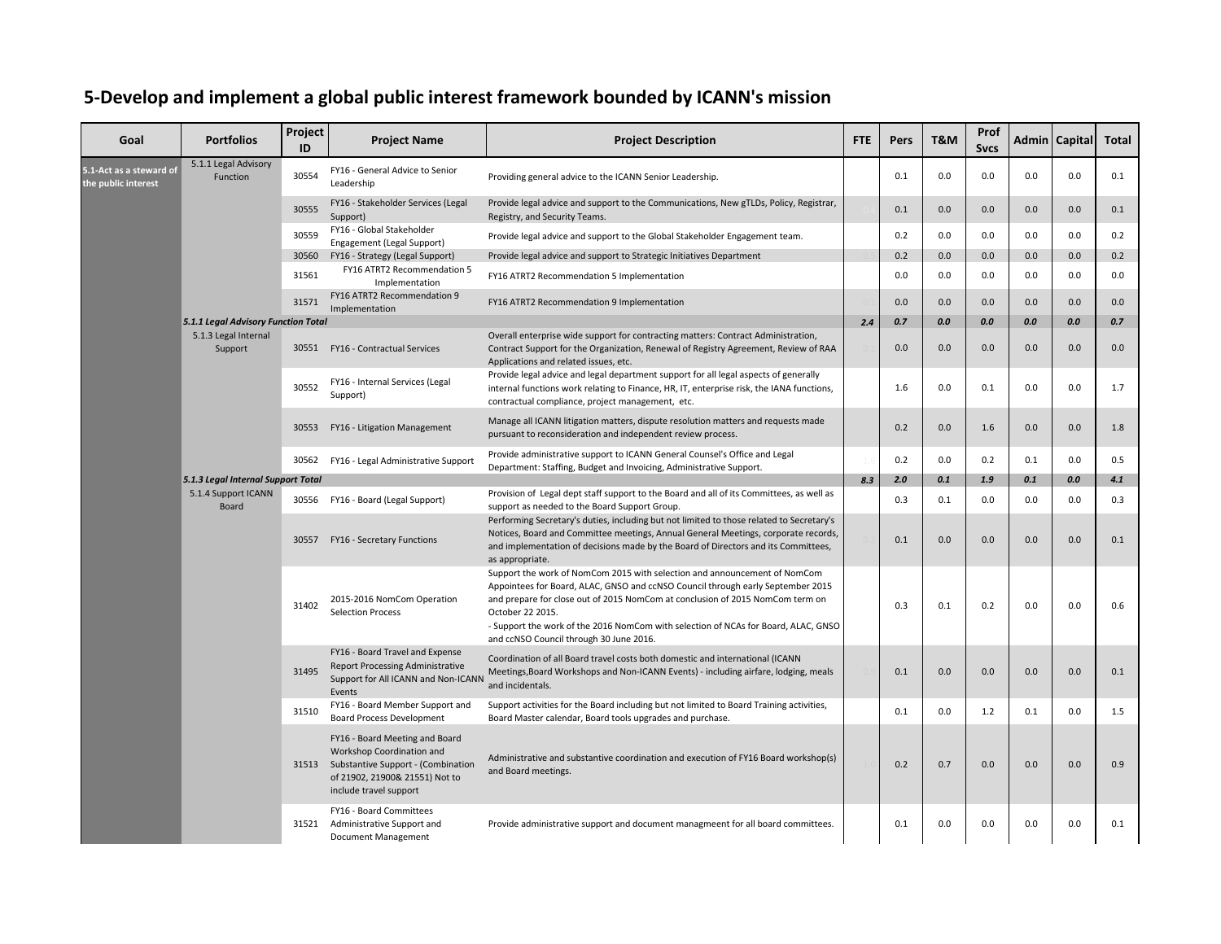# 5-Develop and implement a global public interest framework bounded by ICANN's mission

| Goal | Portfolios | Project ID | Project Name | Project Description | FTE | Pers | T&M | Prof Svcs | Admin | Capital | Total |
|---|---|---|---|---|---|---|---|---|---|---|---|
| 5.1-Act as a steward of the public interest | 5.1.1 Legal Advisory Function | 30554 | FY16 - General Advice to Senior Leadership | Providing general advice to the ICANN Senior Leadership. | | 0.1 | 0.0 | 0.0 | 0.0 | 0.0 | 0.1 |
| | | 30555 | FY16 - Stakeholder Services (Legal Support) | Provide legal advice and support to the Communications, New gTLDs, Policy, Registrar, Registry, and Security Teams. | | 0.1 | 0.0 | 0.0 | 0.0 | 0.0 | 0.1 |
| | | 30559 | FY16 - Global Stakeholder Engagement (Legal Support) | Provide legal advice and support to the Global Stakeholder Engagement team. | | 0.2 | 0.0 | 0.0 | 0.0 | 0.0 | 0.2 |
| | | 30560 | FY16 - Strategy (Legal Support) | Provide legal advice and support to Strategic Initiatives Department | | 0.2 | 0.0 | 0.0 | 0.0 | 0.0 | 0.2 |
| | | 31561 | FY16 ATRT2 Recommendation 5 Implementation | FY16 ATRT2 Recommendation 5 Implementation | | 0.0 | 0.0 | 0.0 | 0.0 | 0.0 | 0.0 |
| | | 31571 | FY16 ATRT2 Recommendation 9 Implementation | FY16 ATRT2 Recommendation 9 Implementation | | 0.0 | 0.0 | 0.0 | 0.0 | 0.0 | 0.0 |
| | ***5.1.1 Legal Advisory Function Total*** | | | | ***2.4*** | ***0.7*** | ***0.0*** | ***0.0*** | ***0.0*** | ***0.0*** | ***0.7*** |
| | 5.1.3 Legal Internal Support | 30551 | FY16 - Contractual Services | Overall enterprise wide support for contracting matters: Contract Administration, Contract Support for the Organization, Renewal of Registry Agreement, Review of RAA Applications and related issues, etc. | | 0.0 | 0.0 | 0.0 | 0.0 | 0.0 | 0.0 |
| | | 30552 | FY16 - Internal Services (Legal Support) | Provide legal advice and legal department support for all legal aspects of generally internal functions work relating to Finance, HR, IT, enterprise risk, the IANA functions, contractual compliance, project management, etc. | | 1.6 | 0.0 | 0.1 | 0.0 | 0.0 | 1.7 |
| | | 30553 | FY16 - Litigation Management | Manage all ICANN litigation matters, dispute resolution matters and requests made pursuant to reconsideration and independent review process. | | 0.2 | 0.0 | 1.6 | 0.0 | 0.0 | 1.8 |
| | | 30562 | FY16 - Legal Administrative Support | Provide administrative support to ICANN General Counsel's Office and Legal Department: Staffing, Budget and Invoicing, Administrative Support. | | 0.2 | 0.0 | 0.2 | 0.1 | 0.0 | 0.5 |
| | ***5.1.3 Legal Internal Support Total*** | | | | ***8.3*** | ***2.0*** | ***0.1*** | ***1.9*** | ***0.1*** | ***0.0*** | ***4.1*** |
| | 5.1.4 Support ICANN Board | 30556 | FY16 - Board (Legal Support) | Provision of Legal dept staff support to the Board and all of its Committees, as well as support as needed to the Board Support Group. | | 0.3 | 0.1 | 0.0 | 0.0 | 0.0 | 0.3 |
| | | 30557 | FY16 - Secretary Functions | Performing Secretary's duties, including but not limited to those related to Secretary's Notices, Board and Committee meetings, Annual General Meetings, corporate records, and implementation of decisions made by the Board of Directors and its Committees, as appropriate. | | 0.1 | 0.0 | 0.0 | 0.0 | 0.0 | 0.1 |
| | | 31402 | 2015-2016 NomCom Operation Selection Process | Support the work of NomCom 2015 with selection and announcement of NomCom Appointees for Board, ALAC, GNSO and ccNSO Council through early September 2015 and prepare for close out of 2015 NomCom at conclusion of 2015 NomCom term on October 22 2015.<br>- Support the work of the 2016 NomCom with selection of NCAs for Board, ALAC, GNSO and ccNSO Council through 30 June 2016. | | 0.3 | 0.1 | 0.2 | 0.0 | 0.0 | 0.6 |
| | | 31495 | FY16 - Board Travel and Expense Report Processing Administrative Support for All ICANN and Non-ICANN Events | Coordination of all Board travel costs both domestic and international (ICANN Meetings,Board Workshops and Non-ICANN Events) - including airfare, lodging, meals and incidentals. | | 0.1 | 0.0 | 0.0 | 0.0 | 0.0 | 0.1 |
| | | 31510 | FY16 - Board Member Support and Board Process Development | Support activities for the Board including but not limited to Board Training activities, Board Master calendar, Board tools upgrades and purchase. | | 0.1 | 0.0 | 1.2 | 0.1 | 0.0 | 1.5 |
| | | 31513 | FY16 - Board Meeting and Board Workshop Coordination and Substantive Support - (Combination of 21902, 21900& 21551) Not to include travel support | Administrative and substantive coordination and execution of FY16 Board workshop(s) and Board meetings. | | 0.2 | 0.7 | 0.0 | 0.0 | 0.0 | 0.9 |
| | | 31521 | FY16 - Board Committees Administrative Support and Document Management | Provide administrative support and document managmeent for all board committees. | | 0.1 | 0.0 | 0.0 | 0.0 | 0.0 | 0.1 |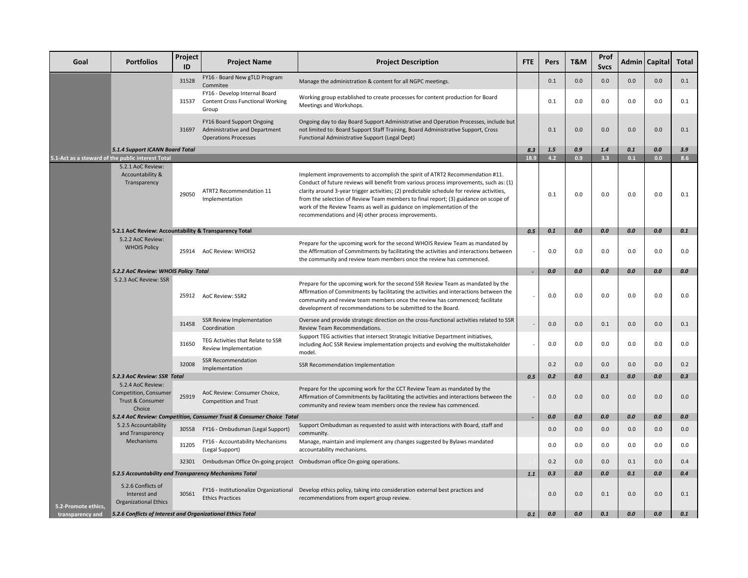| Goal | Portfolios | Project ID | Project Name | Project Description | FTE | Pers | T&M | Prof Svcs | Admin | Capital | Total |
|---|---|---|---|---|---|---|---|---|---|---|---|
| | | 31528 | FY16 - Board New gTLD Program Commitee | Manage the administration & content for all NGPC meetings. | 0.4 | 0.1 | 0.0 | 0.0 | 0.0 | 0.0 | 0.1 |
| | | 31537 | FY16 - Develop Internal Board Content Cross Functional Working Group | Working group established to create processes for content production for Board Meetings and Workshops. | | 0.1 | 0.0 | 0.0 | 0.0 | 0.0 | 0.1 |
| | | 31697 | FY16 Board Support Ongoing Administrative and Department Operations Processes | Ongoing day to day Board Support Administrative and Operation Processes, include but not limited to: Board Support Staff Training, Board Administrative Support, Cross Functional Administrative Support (Legal Dept) | 0.5 | 0.1 | 0.0 | 0.0 | 0.0 | 0.0 | 0.1 |
| | *5.1.4 Support ICANN Board Total* | | | | *8.3* | *1.5* | *0.9* | *1.4* | *0.1* | *0.0* | *3.9* |
| **5.1-Act as a steward of the public interest Total** | | | | | **18.9** | **4.2** | **0.9** | **3.3** | **0.1** | **0.0** | **8.6** |
| | 5.2.1 AoC Review: Accountability & Transparency | 29050 | ATRT2 Recommendation 11 Implementation | Implement improvements to accomplish the spirit of ATRT2 Recommendation #11. Conduct of future reviews will benefit from various process improvements, such as: (1) clarity around 3-year trigger activities; (2) predictable schedule for review activities, from the selection of Review Team members to final report; (3) guidance on scope of work of the Review Teams as well as guidance on implementation of the recommendations and (4) other process improvements. | | 0.1 | 0.0 | 0.0 | 0.0 | 0.0 | 0.1 |
| | *5.2.1 AoC Review: Accountability & Transparency Total* | | | | *0.5* | *0.1* | *0.0* | *0.0* | *0.0* | *0.0* | *0.1* |
| | 5.2.2 AoC Review: WHOIS Policy | 25914 | AoC Review: WHOIS2 | Prepare for the upcoming work for the second WHOIS Review Team as mandated by the Affirmation of Commitments by facilitating the activities and interactions between the community and review team members once the review has commenced. | - | 0.0 | 0.0 | 0.0 | 0.0 | 0.0 | 0.0 |
| | *5.2.2 AoC Review: WHOIS Policy Total* | | | | *-* | *0.0* | *0.0* | *0.0* | *0.0* | *0.0* | *0.0* |
| | 5.2.3 AoC Review: SSR | 25912 | AoC Review: SSR2 | Prepare for the upcoming work for the second SSR Review Team as mandated by the Affirmation of Commitments by facilitating the activities and interactions between the community and review team members once the review has commenced; facilitate development of recommendations to be submitted to the Board. | - | 0.0 | 0.0 | 0.0 | 0.0 | 0.0 | 0.0 |
| | | 31458 | SSR Review Implementation Coordination | Oversee and provide strategic direction on the cross-functional activities related to SSR Review Team Recommendations. | - | 0.0 | 0.0 | 0.1 | 0.0 | 0.0 | 0.1 |
| | | 31650 | TEG Activities that Relate to SSR Review Implementation | Support TEG activities that intersect Strategic Initiative Department initiatives, including AoC SSR Review implementation projects and evolving the multistakeholder model. | - | 0.0 | 0.0 | 0.0 | 0.0 | 0.0 | 0.0 |
| | | 32008 | SSR Recommendation Implementation | SSR Recommendation Implementation | | 0.2 | 0.0 | 0.0 | 0.0 | 0.0 | 0.2 |
| | *5.2.3 AoC Review: SSR Total* | | | | *0.5* | *0.2* | *0.0* | *0.1* | *0.0* | *0.0* | *0.3* |
| | 5.2.4 AoC Review: Competition, Consumer Trust & Consumer Choice | 25919 | AoC Review: Consumer Choice, Competition and Trust | Prepare for the upcoming work for the CCT Review Team as mandated by the Affirmation of Commitments by facilitating the activities and interactions between the community and review team members once the review has commenced. | - | 0.0 | 0.0 | 0.0 | 0.0 | 0.0 | 0.0 |
| | *5.2.4 AoC Review: Competition, Consumer Trust & Consumer Choice Total* | | | | *-* | *0.0* | *0.0* | *0.0* | *0.0* | *0.0* | *0.0* |
| | 5.2.5 Accountability and Transparency Mechanisms | 30558 | FY16 - Ombudsman (Legal Support) | Support Ombudsman as requested to assist with interactions with Board, staff and community. | | 0.0 | 0.0 | 0.0 | 0.0 | 0.0 | 0.0 |
| | | 31205 | FY16 - Accountability Mechanisms (Legal Support) | Manage, maintain and implement any changes suggested by Bylaws mandated accountability mechanisms. | | 0.0 | 0.0 | 0.0 | 0.0 | 0.0 | 0.0 |
| | | 32301 | Ombudsman Office On-going project | Ombudsman office On-going operations. | 1.0 | 0.2 | 0.0 | 0.0 | 0.1 | 0.0 | 0.4 |
| | *5.2.5 Accountability and Transparency Mechanisms Total* | | | | *1.1* | *0.3* | *0.0* | *0.0* | *0.1* | *0.0* | *0.4* |
| 5.2-Promote ethics, transparency and | 5.2.6 Conflicts of Interest and Organizational Ethics | 30561 | FY16 - Institutionalize Organizational Ethics Practices | Develop ethics policy, taking into consideration external best practices and recommendations from expert group review. | 0.1 | 0.0 | 0.0 | 0.1 | 0.0 | 0.0 | 0.1 |
| | *5.2.6 Conflicts of Interest and Organizational Ethics Total* | | | | *0.1* | *0.0* | *0.0* | *0.1* | *0.0* | *0.0* | *0.1* |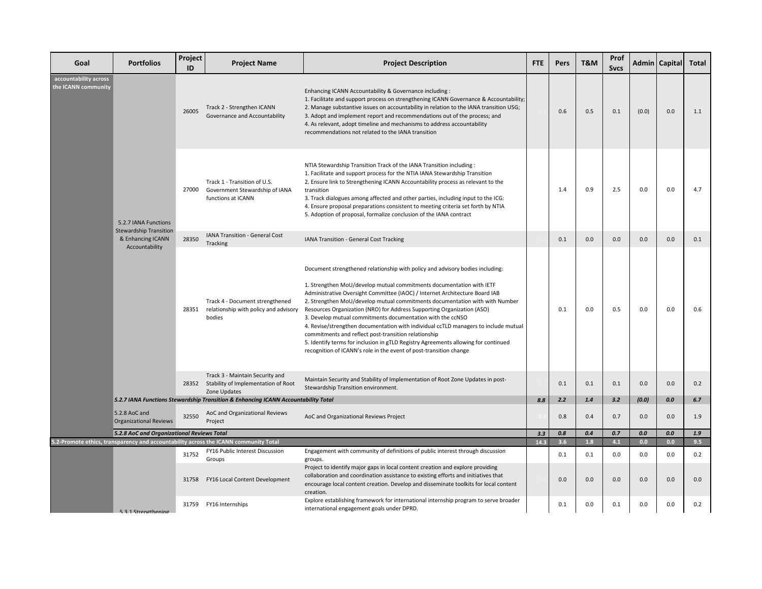| Goal | Portfolios | Project ID | Project Name | Project Description | FTE | Pers | T&M | Prof Svcs | Admin | Capital | Total |
|---|---|---|---|---|---|---|---|---|---|---|---|
| accountability across the ICANN community | 5.2.7 IANA Functions Stewardship Transition & Enhancing ICANN Accountability | 26005 | Track 2 - Strengthen ICANN Governance and Accountability | Enhancing ICANN Accountability & Governance including : 1. Facilitate and support process on strengthening ICANN Governance & Accountability; 2. Manage substantive issues on accountability in relation to the IANA transition USG; 3. Adopt and implement report and recommendations out of the process; and 4. As relevant, adopt timeline and mechanisms to address accountability recommendations not related to the IANA transition | 3.1 | 0.6 | 0.5 | 0.1 | (0.0) | 0.0 | 1.1 |
| | | 27000 | Track 1 - Transition of U.S. Government Stewardship of IANA functions at ICANN | NTIA Stewardship Transition Track of the IANA Transition including : 1. Facilitate and support process for the NTIA IANA Stewardship Transition 2. Ensure link to Strengthening ICANN Accountability process as relevant to the transition 3. Track dialogues among affected and other parties, including input to the ICG: 4. Ensure proposal preparations consistent to meeting criteria set forth by NTIA 5. Adoption of proposal, formalize conclusion of the IANA contract | | 1.4 | 0.9 | 2.5 | 0.0 | 0.0 | 4.7 |
| | | 28350 | IANA Transition - General Cost Tracking | IANA Transition - General Cost Tracking | 0.3 | 0.1 | 0.0 | 0.0 | 0.0 | 0.0 | 0.1 |
| | | 28351 | Track 4 - Document strengthened relationship with policy and advisory bodies | Document strengthened relationship with policy and advisory bodies including: 1. Strengthen MoU/develop mutual commitments documentation with IETF Administrative Oversight Committee (IAOC) / Internet Architecture Board IAB 2. Strengthen MoU/develop mutual commitments documentation with with Number Resources Organization (NRO) for Address Supporting Organization (ASO) 3. Develop mutual commitments documentation with the ccNSO 4. Revise/strengthen documentation with individual ccTLD managers to include mutual commitments and reflect post-transition relationship 5. Identify terms for inclusion in gTLD Registry Agreements allowing for continued recognition of ICANN's role in the event of post-transition change | | 0.1 | 0.0 | 0.5 | 0.0 | 0.0 | 0.6 |
| | | 28352 | Track 3 - Maintain Security and Stability of Implementation of Root Zone Updates | Maintain Security and Stability of Implementation of Root Zone Updates in post-Stewardship Transition environment. | 0.3 | 0.1 | 0.1 | 0.1 | 0.0 | 0.0 | 0.2 |
| | ***5.2.7 IANA Functions Stewardship Transition & Enhancing ICANN Accountability Total*** | | | | ***8.8*** | ***2.2*** | ***1.4*** | ***3.2*** | ***(0.0)*** | ***0.0*** | ***6.7*** |
| | 5.2.8 AoC and Organizational Reviews | 32550 | AoC and Organizational Reviews Project | AoC and Organizational Reviews Project | 3.3 | 0.8 | 0.4 | 0.7 | 0.0 | 0.0 | 1.9 |
| | ***5.2.8 AoC and Organizational Reviews Total*** | | | | ***3.3*** | ***0.8*** | ***0.4*** | ***0.7*** | ***0.0*** | ***0.0*** | ***1.9*** |
| **5.2-Promote ethics, transparency and accountability across the ICANN community Total** | | | | | **14.3** | **3.6** | **1.8** | **4.1** | **0.0** | **0.0** | **9.5** |
| | 5.3.1 Strengthening | 31752 | FY16 Public Interest Discussion Groups | Engagement with community of definitions of public interest through discussion groups. | | 0.1 | 0.1 | 0.0 | 0.0 | 0.0 | 0.2 |
| | | 31758 | FY16 Local Content Development | Project to identify major gaps in local content creation and explore providing collaboration and coordination assistance to existing efforts and initiatives that encourage local content creation. Develop and disseminate toolkits for local content creation. | 0.1 | 0.0 | 0.0 | 0.0 | 0.0 | 0.0 | 0.0 |
| | | 31759 | FY16 Internships | Explore establishing framework for international internship program to serve broader international engagement goals under DPRD. | | 0.1 | 0.0 | 0.1 | 0.0 | 0.0 | 0.2 |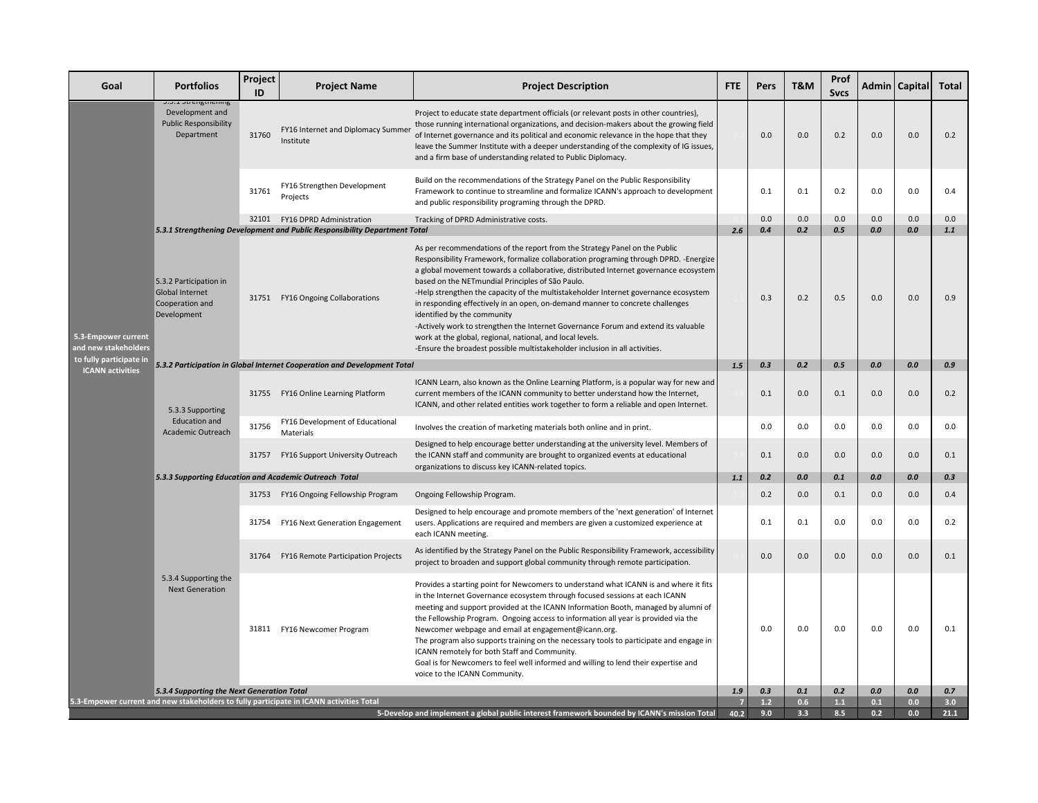| Goal | Portfolios | Project ID | Project Name | Project Description | FTE | Pers | T&M | Prof Svcs | Admin | Capital | Total |
|---|---|---|---|---|---|---|---|---|---|---|---|
| 5.3-Empower current and new stakeholders to fully participate in ICANN activities | 5.3.1 Strengthening Development and Public Responsibility Department | 31760 | FY16 Internet and Diplomacy Summer Institute | Project to educate state department officials (or relevant posts in other countries), those running international organizations, and decision-makers about the growing field of Internet governance and its political and economic relevance in the hope that they leave the Summer Institute with a deeper understanding of the complexity of IG issues, and a firm base of understanding related to Public Diplomacy. | | 0.0 | 0.0 | 0.2 | 0.0 | 0.0 | 0.2 |
| | | 31761 | FY16 Strengthen Development Projects | Build on the recommendations of the Strategy Panel on the Public Responsibility Framework to continue to streamline and formalize ICANN's approach to development and public responsibility programing through the DPRD. | | 0.1 | 0.1 | 0.2 | 0.0 | 0.0 | 0.4 |
| | | 32101 | FY16 DPRD Administration | Tracking of DPRD Administrative costs. | | 0.0 | 0.0 | 0.0 | 0.0 | 0.0 | 0.0 |
| | ***5.3.1 Strengthening Development and Public Responsibility Department Total*** | | | | ***2.6*** | ***0.4*** | ***0.2*** | ***0.5*** | ***0.0*** | ***0.0*** | ***1.1*** |
| | 5.3.2 Participation in Global Internet Cooperation and Development | 31751 | FY16 Ongoing Collaborations | As per recommendations of the report from the Strategy Panel on the Public Responsibility Framework, formalize collaboration programing through DPRD. -Energize a global movement towards a collaborative, distributed Internet governance ecosystem based on the NETmundial Principles of São Paulo.<br>-Help strengthen the capacity of the multistakeholder Internet governance ecosystem in responding effectively in an open, on-demand manner to concrete challenges identified by the community<br>-Actively work to strengthen the Internet Governance Forum and extend its valuable work at the global, regional, national, and local levels.<br>-Ensure the broadest possible multistakeholder inclusion in all activities. | | 0.3 | 0.2 | 0.5 | 0.0 | 0.0 | 0.9 |
| | ***5.3.2 Participation in Global Internet Cooperation and Development Total*** | | | | ***1.5*** | ***0.3*** | ***0.2*** | ***0.5*** | ***0.0*** | ***0.0*** | ***0.9*** |
| | 5.3.3 Supporting Education and Academic Outreach | 31755 | FY16 Online Learning Platform | ICANN Learn, also known as the Online Learning Platform, is a popular way for new and current members of the ICANN community to better understand how the Internet, ICANN, and other related entities work together to form a reliable and open Internet. | | 0.1 | 0.0 | 0.1 | 0.0 | 0.0 | 0.2 |
| | | 31756 | FY16 Development of Educational Materials | Involves the creation of marketing materials both online and in print. | | 0.0 | 0.0 | 0.0 | 0.0 | 0.0 | 0.0 |
| | | 31757 | FY16 Support University Outreach | Designed to help encourage better understanding at the university level. Members of the ICANN staff and community are brought to organized events at educational organizations to discuss key ICANN-related topics. | | 0.1 | 0.0 | 0.0 | 0.0 | 0.0 | 0.1 |
| | ***5.3.3 Supporting Education and Academic Outreach Total*** | | | | ***1.1*** | ***0.2*** | ***0.0*** | ***0.1*** | ***0.0*** | ***0.0*** | ***0.3*** |
| | 5.3.4 Supporting the Next Generation | 31753 | FY16 Ongoing Fellowship Program | Ongoing Fellowship Program. | | 0.2 | 0.0 | 0.1 | 0.0 | 0.0 | 0.4 |
| | | 31754 | FY16 Next Generation Engagement | Designed to help encourage and promote members of the 'next generation' of Internet users. Applications are required and members are given a customized experience at each ICANN meeting. | | 0.1 | 0.1 | 0.0 | 0.0 | 0.0 | 0.2 |
| | | 31764 | FY16 Remote Participation Projects | As identified by the Strategy Panel on the Public Responsibility Framework, accessibility project to broaden and support global community through remote participation. | | 0.0 | 0.0 | 0.0 | 0.0 | 0.0 | 0.1 |
| | | 31811 | FY16 Newcomer Program | Provides a starting point for Newcomers to understand what ICANN is and where it fits in the Internet Governance ecosystem through focused sessions at each ICANN meeting and support provided at the ICANN Information Booth, managed by alumni of the Fellowship Program. Ongoing access to information all year is provided via the Newcomer webpage and email at engagement@icann.org.<br>The program also supports training on the necessary tools to participate and engage in ICANN remotely for both Staff and Community.<br>Goal is for Newcomers to feel well informed and willing to lend their expertise and voice to the ICANN Community. | | 0.0 | 0.0 | 0.0 | 0.0 | 0.0 | 0.1 |
| | ***5.3.4 Supporting the Next Generation Total*** | | | | ***1.9*** | ***0.3*** | ***0.1*** | ***0.2*** | ***0.0*** | ***0.0*** | ***0.7*** |
| **5.3-Empower current and new stakeholders to fully participate in ICANN activities Total** | | | | | **7** | **1.2** | **0.6** | **1.1** | **0.1** | **0.0** | **3.0** |
| **5-Develop and implement a global public interest framework bounded by ICANN's mission Total** | | | | | **40.2** | **9.0** | **3.3** | **8.5** | **0.2** | **0.0** | **21.1** |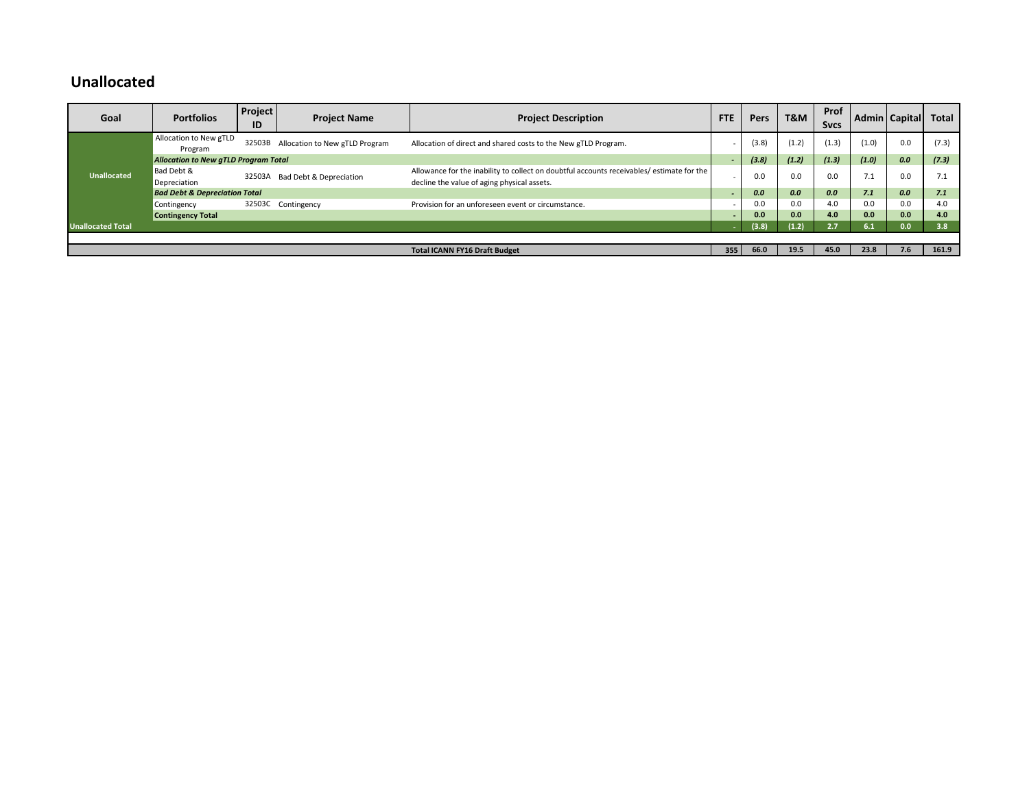## Unallocated

| Goal | Portfolios | Project ID | Project Name | Project Description | FTE | Pers | T&M | Prof Svcs | Admin | Capital | Total |
|---|---|---|---|---|---|---|---|---|---|---|---|
| Unallocated | Allocation to New gTLD Program | 32503B | Allocation to New gTLD Program | Allocation of direct and shared costs to the New gTLD Program. | - | (3.8) | (1.2) | (1.3) | (1.0) | 0.0 | (7.3) |
| | ***Allocation to New gTLD Program Total*** | | | | - | *(3.8)* | *(1.2)* | *(1.3)* | *(1.0)* | *0.0* | *(7.3)* |
| | Bad Debt & Depreciation | 32503A | Bad Debt & Depreciation | Allowance for the inability to collect on doubtful accounts receivables/ estimate for the decline the value of aging physical assets. | - | 0.0 | 0.0 | 0.0 | 7.1 | 0.0 | 7.1 |
| | ***Bad Debt & Depreciation Total*** | | | | - | *0.0* | *0.0* | *0.0* | *7.1* | *0.0* | *7.1* |
| | Contingency | 32503C | Contingency | Provision for an unforeseen event or circumstance. | - | 0.0 | 0.0 | 4.0 | 0.0 | 0.0 | 4.0 |
| | **Contingency Total** | | | | - | **0.0** | **0.0** | **4.0** | **0.0** | **0.0** | **4.0** |
| **Unallocated Total** | | | | | - | **(3.8)** | **(1.2)** | **2.7** | **6.1** | **0.0** | **3.8** |
| | | | | | | | | | | | |
| | | | | **Total ICANN FY16 Draft Budget** | **355** | **66.0** | **19.5** | **45.0** | **23.8** | **7.6** | **161.9** |